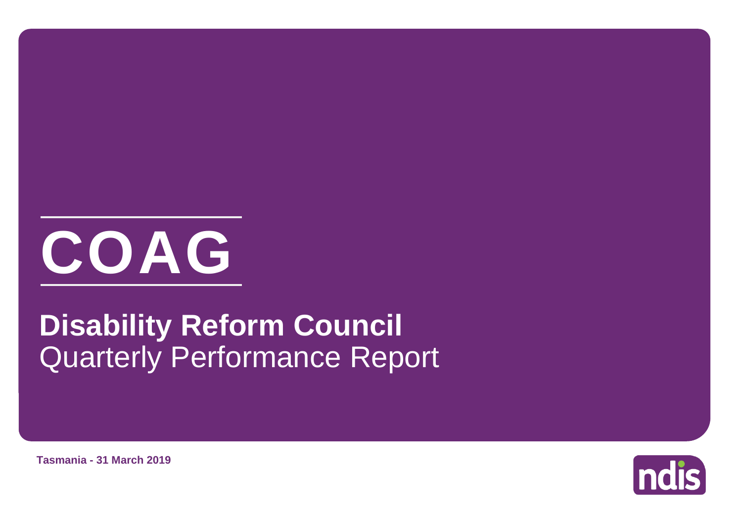# COAG

## **Disability Reform Council**
Quarterly Performance Report

**Tasmania - 31 March 2019**

ndis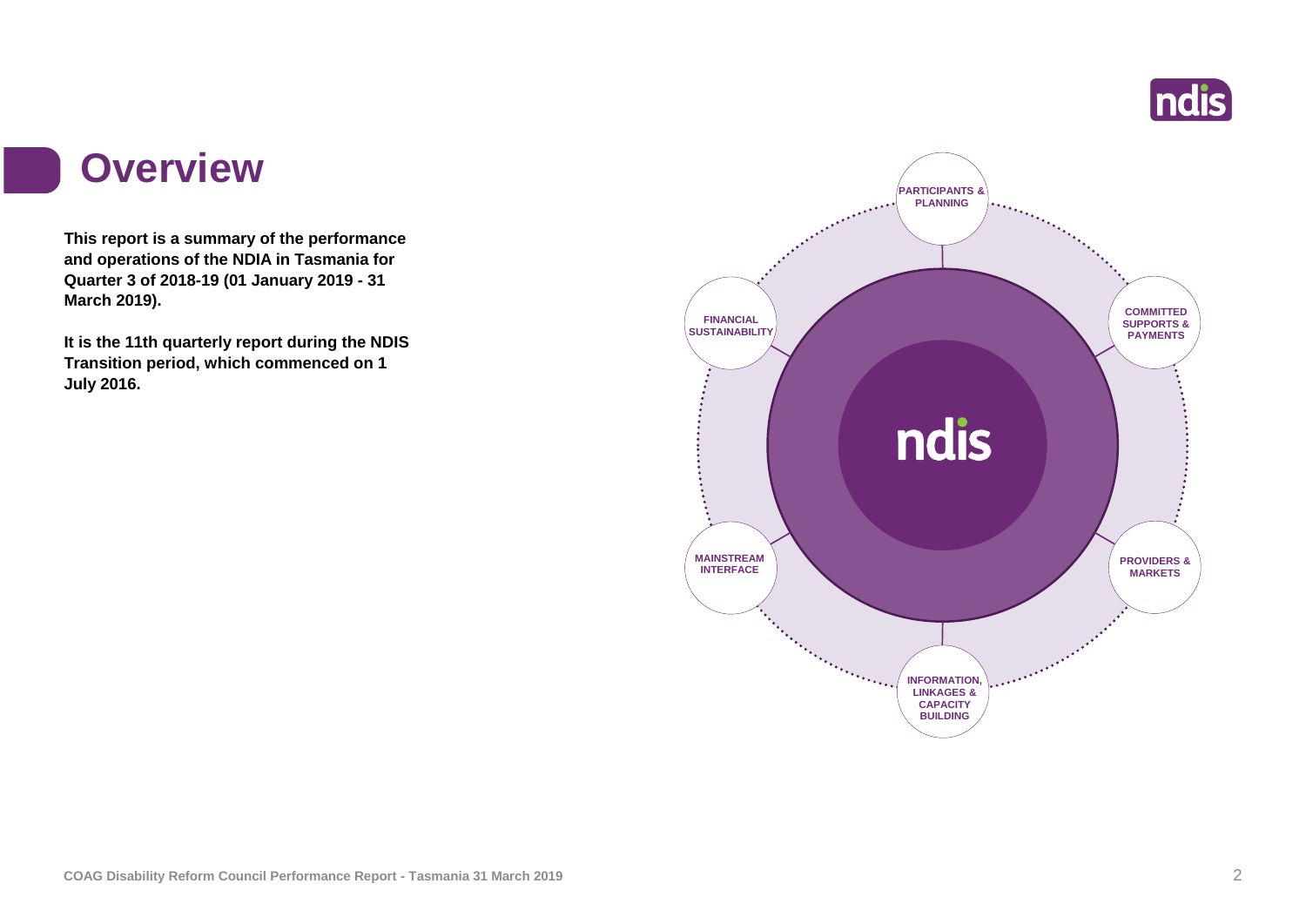# Overview

**This report is a summary of the performance and operations of the NDIA in Tasmania for Quarter 3 of 2018-19 (01 January 2019 - 31 March 2019).**

**It is the 11th quarterly report during the NDIS Transition period, which commenced on 1 July 2016.**

PARTICIPANTS & PLANNING

COMMITTED SUPPORTS & PAYMENTS

PROVIDERS & MARKETS

INFORMATION, LINKAGES & CAPACITY BUILDING

MAINSTREAM INTERFACE

FINANCIAL SUSTAINABILITY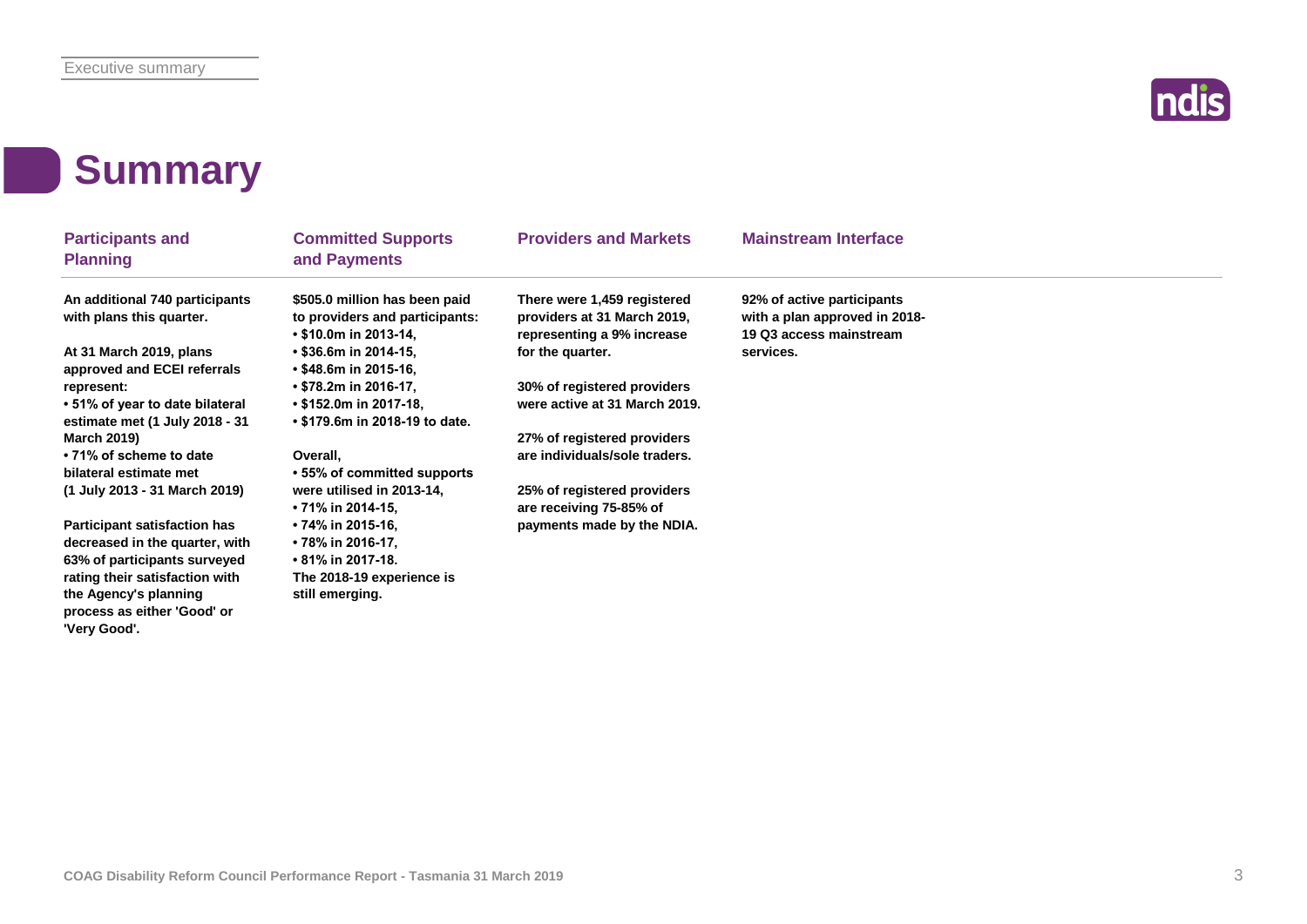# Summary

## Participants and Planning

**An additional 740 participants with plans this quarter.**

**At 31 March 2019, plans approved and ECEI referrals represent:**
- **51% of year to date bilateral estimate met (1 July 2018 - 31 March 2019)**
- **71% of scheme to date bilateral estimate met (1 July 2013 - 31 March 2019)**

**Participant satisfaction has decreased in the quarter, with 63% of participants surveyed rating their satisfaction with the Agency's planning process as either 'Good' or 'Very Good'.**

## Committed Supports and Payments

**$505.0 million has been paid to providers and participants:**
- **$10.0m in 2013-14,**
- **$36.6m in 2014-15,**
- **$48.6m in 2015-16,**
- **$78.2m in 2016-17,**
- **$152.0m in 2017-18,**
- **$179.6m in 2018-19 to date.**

**Overall,**
- **55% of committed supports were utilised in 2013-14,**
- **71% in 2014-15,**
- **74% in 2015-16,**
- **78% in 2016-17,**
- **81% in 2017-18.**

**The 2018-19 experience is still emerging.**

## Providers and Markets

**There were 1,459 registered providers at 31 March 2019, representing a 9% increase for the quarter.**

**30% of registered providers were active at 31 March 2019.**

**27% of registered providers are individuals/sole traders.**

**25% of registered providers are receiving 75-85% of payments made by the NDIA.**

## Mainstream Interface

**92% of active participants with a plan approved in 2018-19 Q3 access mainstream services.**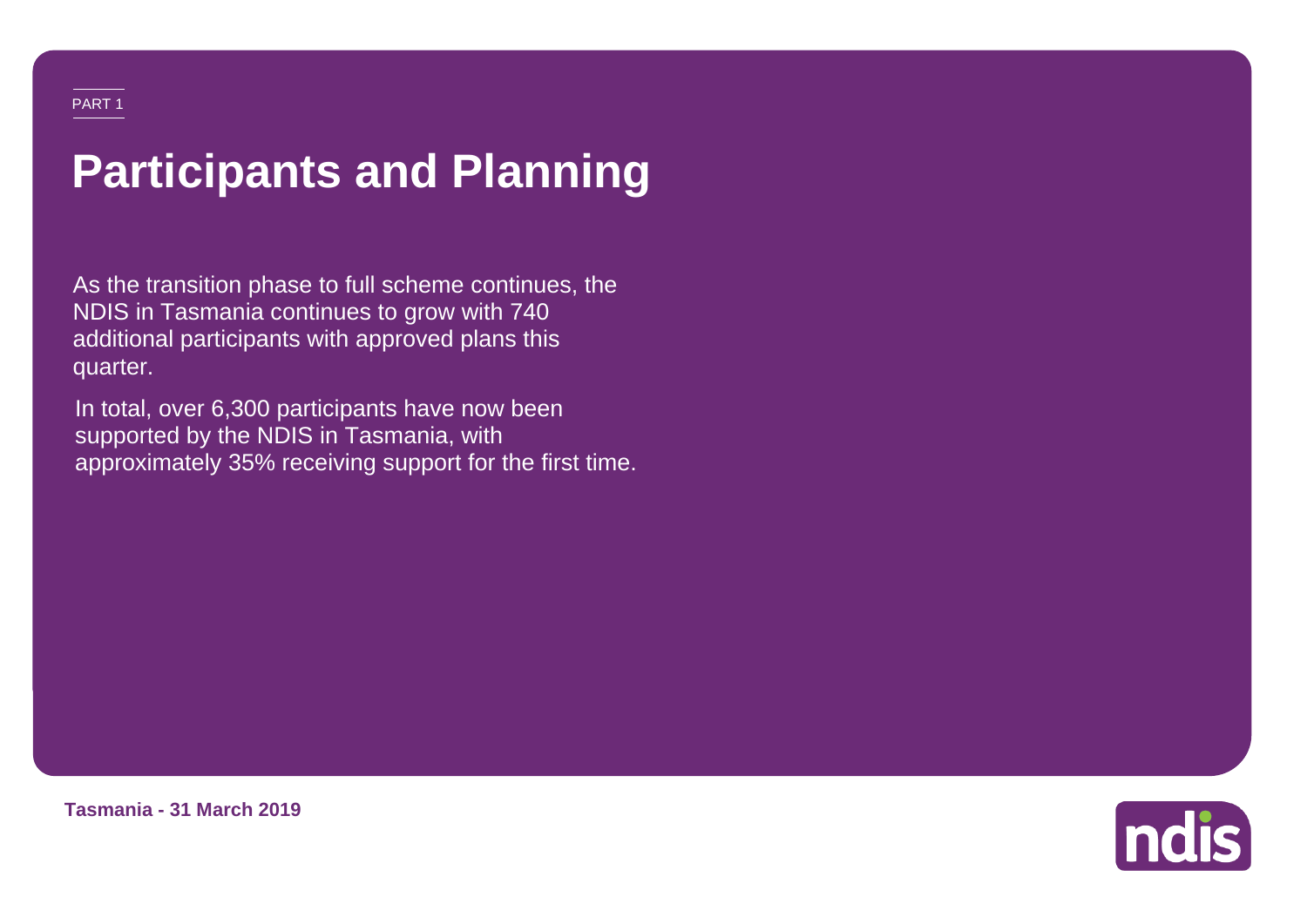PART 1

# Participants and Planning

As the transition phase to full scheme continues, the NDIS in Tasmania continues to grow with 740 additional participants with approved plans this quarter.

In total, over 6,300 participants have now been supported by the NDIS in Tasmania, with approximately 35% receiving support for the first time.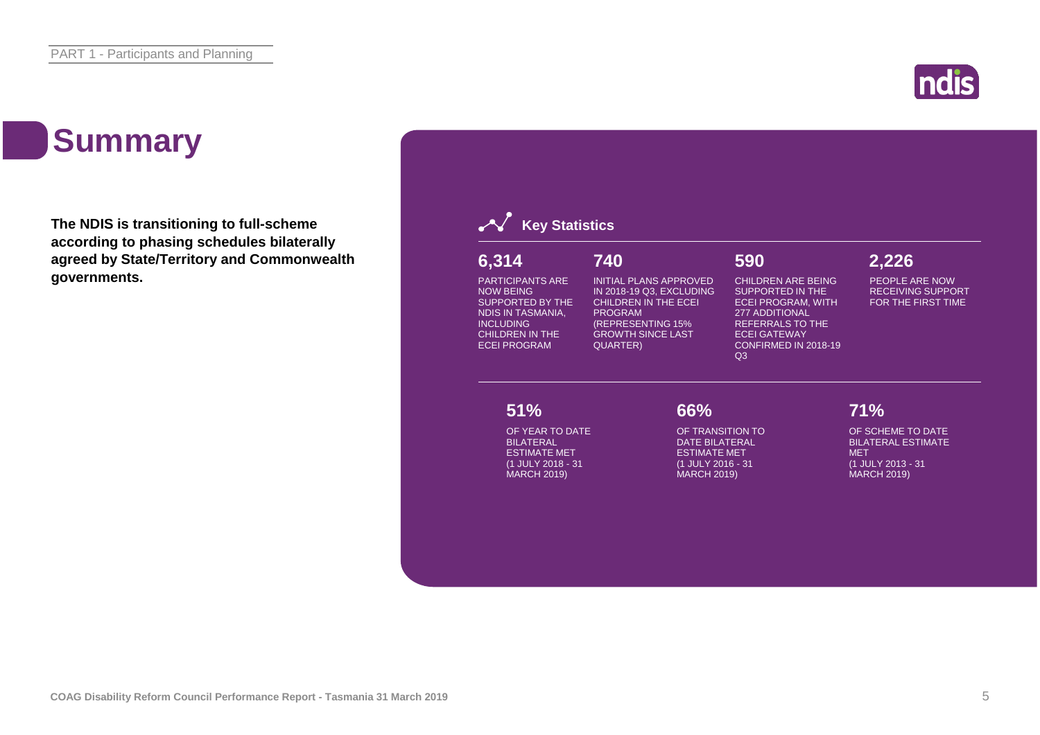# Summary

**The NDIS is transitioning to full-scheme according to phasing schedules bilaterally agreed by State/Territory and Commonwealth governments.**

## Key Statistics

**6,314**

PARTICIPANTS ARE NOW BEING SUPPORTED BY THE NDIS IN TASMANIA, INCLUDING CHILDREN IN THE ECEI PROGRAM

**740**

INITIAL PLANS APPROVED IN 2018-19 Q3, EXCLUDING CHILDREN IN THE ECEI PROGRAM (REPRESENTING 15% GROWTH SINCE LAST QUARTER)

**590**

CHILDREN ARE BEING SUPPORTED IN THE ECEI PROGRAM, WITH 277 ADDITIONAL REFERRALS TO THE ECEI GATEWAY CONFIRMED IN 2018-19 Q3

**2,226**

PEOPLE ARE NOW RECEIVING SUPPORT FOR THE FIRST TIME

**51%**

OF YEAR TO DATE BILATERAL ESTIMATE MET (1 JULY 2018 - 31 MARCH 2019)

**66%**

OF TRANSITION TO DATE BILATERAL ESTIMATE MET (1 JULY 2016 - 31 MARCH 2019)

**71%**

OF SCHEME TO DATE BILATERAL ESTIMATE MET (1 JULY 2013 - 31 MARCH 2019)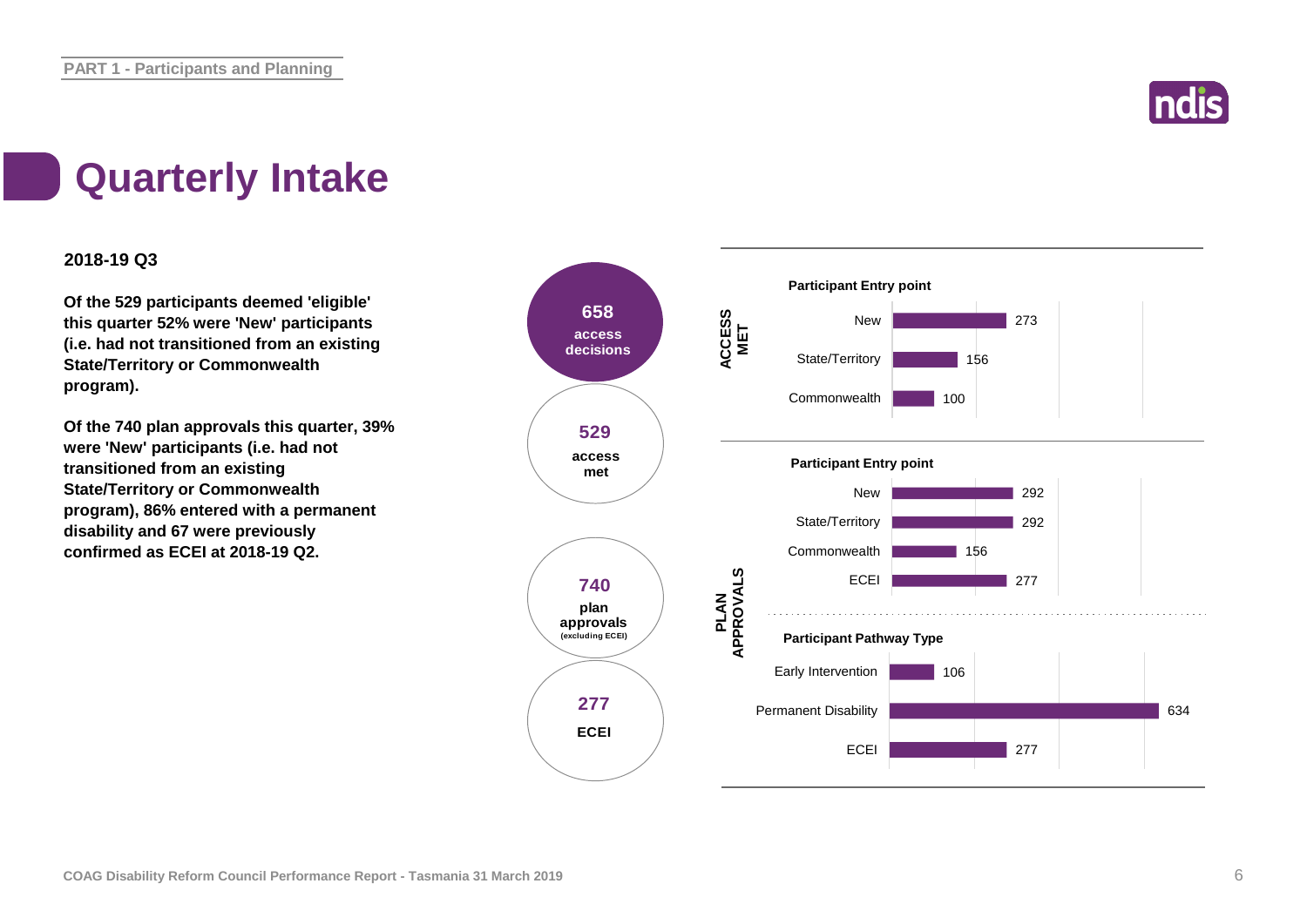# Quarterly Intake

**2018-19 Q3**

**Of the 529 participants deemed 'eligible' this quarter 52% were 'New' participants (i.e. had not transitioned from an existing State/Territory or Commonwealth program).**

**Of the 740 plan approvals this quarter, 39% were 'New' participants (i.e. had not transitioned from an existing State/Territory or Commonwealth program), 86% entered with a permanent disability and 67 were previously confirmed as ECEI at 2018-19 Q2.**

**658** access decisions

**529** access met

**740** plan approvals (excluding ECEI)

**277** ECEI

**ACCESS MET**

**Participant Entry point**

| Entry point | Count |
| --- | --- |
| New | 273 |
| State/Territory | 156 |
| Commonwealth | 100 |

**PLAN APPROVALS**

**Participant Entry point**

| Entry point | Count |
| --- | --- |
| New | 292 |
| State/Territory | 292 |
| Commonwealth | 156 |
| ECEI | 277 |

**Participant Pathway Type**

| Pathway Type | Count |
| --- | --- |
| Early Intervention | 106 |
| Permanent Disability | 634 |
| ECEI | 277 |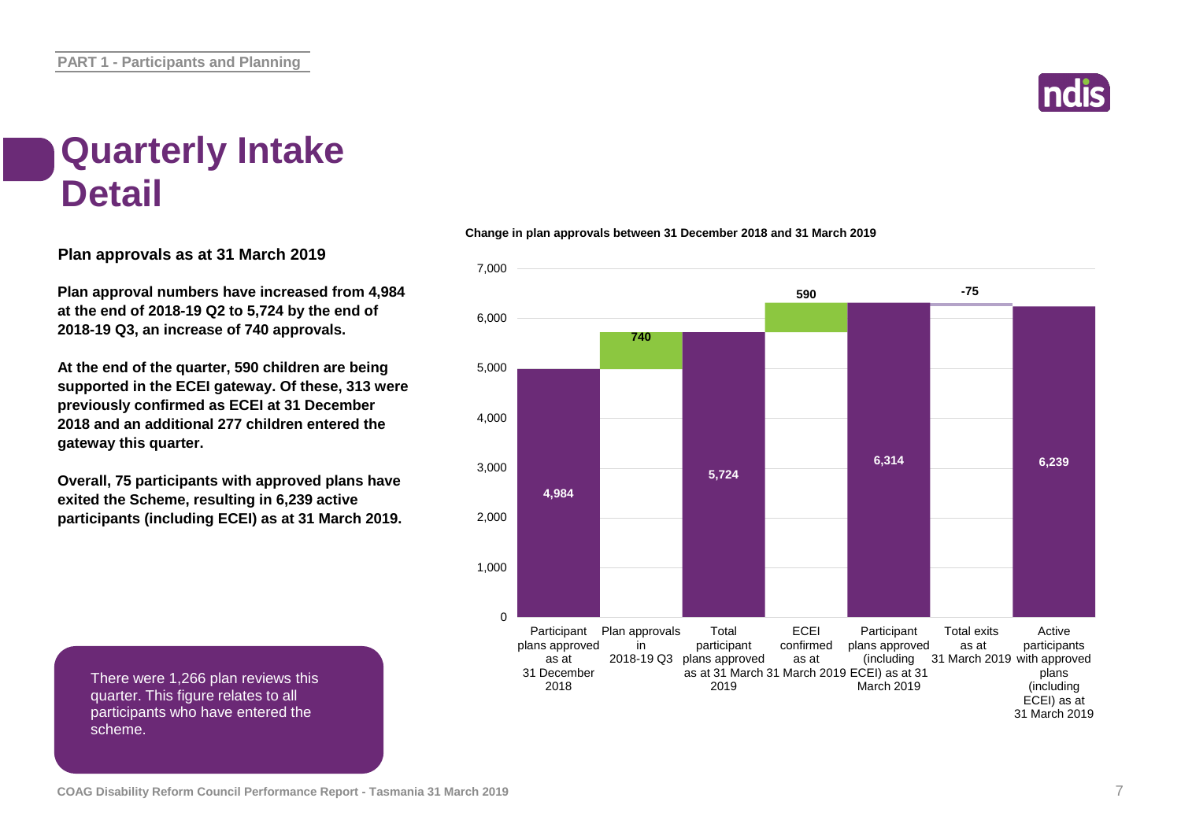# Quarterly Intake Detail

**Plan approvals as at 31 March 2019**

**Plan approval numbers have increased from 4,984 at the end of 2018-19 Q2 to 5,724 by the end of 2018-19 Q3, an increase of 740 approvals.**

**At the end of the quarter, 590 children are being supported in the ECEI gateway. Of these, 313 were previously confirmed as ECEI at 31 December 2018 and an additional 277 children entered the gateway this quarter.**

**Overall, 75 participants with approved plans have exited the Scheme, resulting in 6,239 active participants (including ECEI) as at 31 March 2019.**

There were 1,266 plan reviews this quarter. This figure relates to all participants who have entered the scheme.

**Change in plan approvals between 31 December 2018 and 31 March 2019**

| Category | Value |
|---|---|
| Participant plans approved as at 31 December 2018 | 4,984 |
| Plan approvals in 2018-19 Q3 | 740 |
| Total participant plans approved as at 31 March 2019 | 5,724 |
| ECEI confirmed as at 31 March 2019 | 590 |
| Participant plans approved (including ECEI) as at 31 March 2019 | 6,314 |
| Total exits as at 31 March 2019 | -75 |
| Active participants with approved plans (including ECEI) as at 31 March 2019 | 6,239 |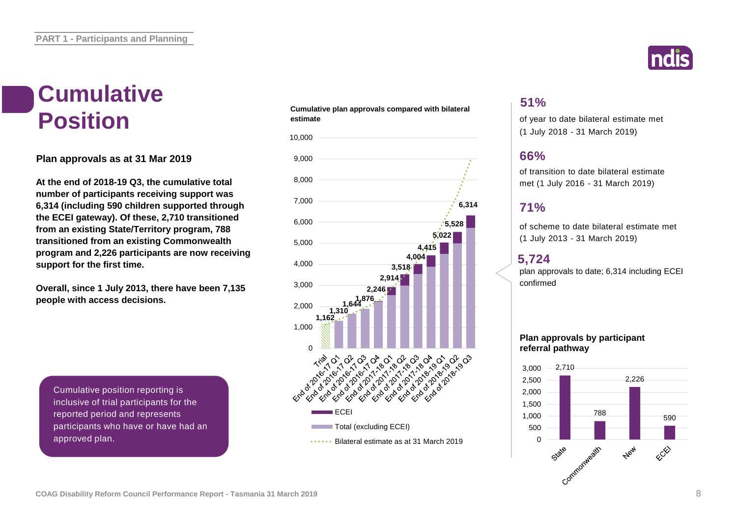# Cumulative Position

**Plan approvals as at 31 Mar 2019**

**At the end of 2018-19 Q3, the cumulative total number of participants receiving support was 6,314 (including 590 children supported through the ECEI gateway). Of these, 2,710 transitioned from an existing State/Territory program, 788 transitioned from an existing Commonwealth program and 2,226 participants are now receiving support for the first time.**

**Overall, since 1 July 2013, there have been 7,135 people with access decisions.**

Cumulative position reporting is inclusive of trial participants for the reported period and represents participants who have or have had an approved plan.

**Cumulative plan approvals compared with bilateral estimate**

| Period | Cumulative plan approvals |
|---|---|
| Trial | 1,162 |
| End of 2016-17 Q1 | 1,310 |
| End of 2016-17 Q2 | 1,644 |
| End of 2016-17 Q3 | 1,876 |
| End of 2016-17 Q4 | 2,246 |
| End of 2017-18 Q1 | 2,914 |
| End of 2017-18 Q2 | 3,518 |
| End of 2017-18 Q3 | 4,004 |
| End of 2017-18 Q4 | 4,415 |
| End of 2018-19 Q1 | 5,022 |
| End of 2018-19 Q2 | 5,528 |
| End of 2018-19 Q3 | 6,314 |

- ECEI
- Total (excluding ECEI)
- Bilateral estimate as at 31 March 2019

**51%**

of year to date bilateral estimate met (1 July 2018 - 31 March 2019)

**66%**

of transition to date bilateral estimate met (1 July 2016 - 31 March 2019)

**71%**

of scheme to date bilateral estimate met (1 July 2013 - 31 March 2019)

**5,724**

plan approvals to date; 6,314 including ECEI confirmed

**Plan approvals by participant referral pathway**

| State | Commonwealth | New | ECEI |
|---|---|---|---|
| 2,710 | 788 | 2,226 | 590 |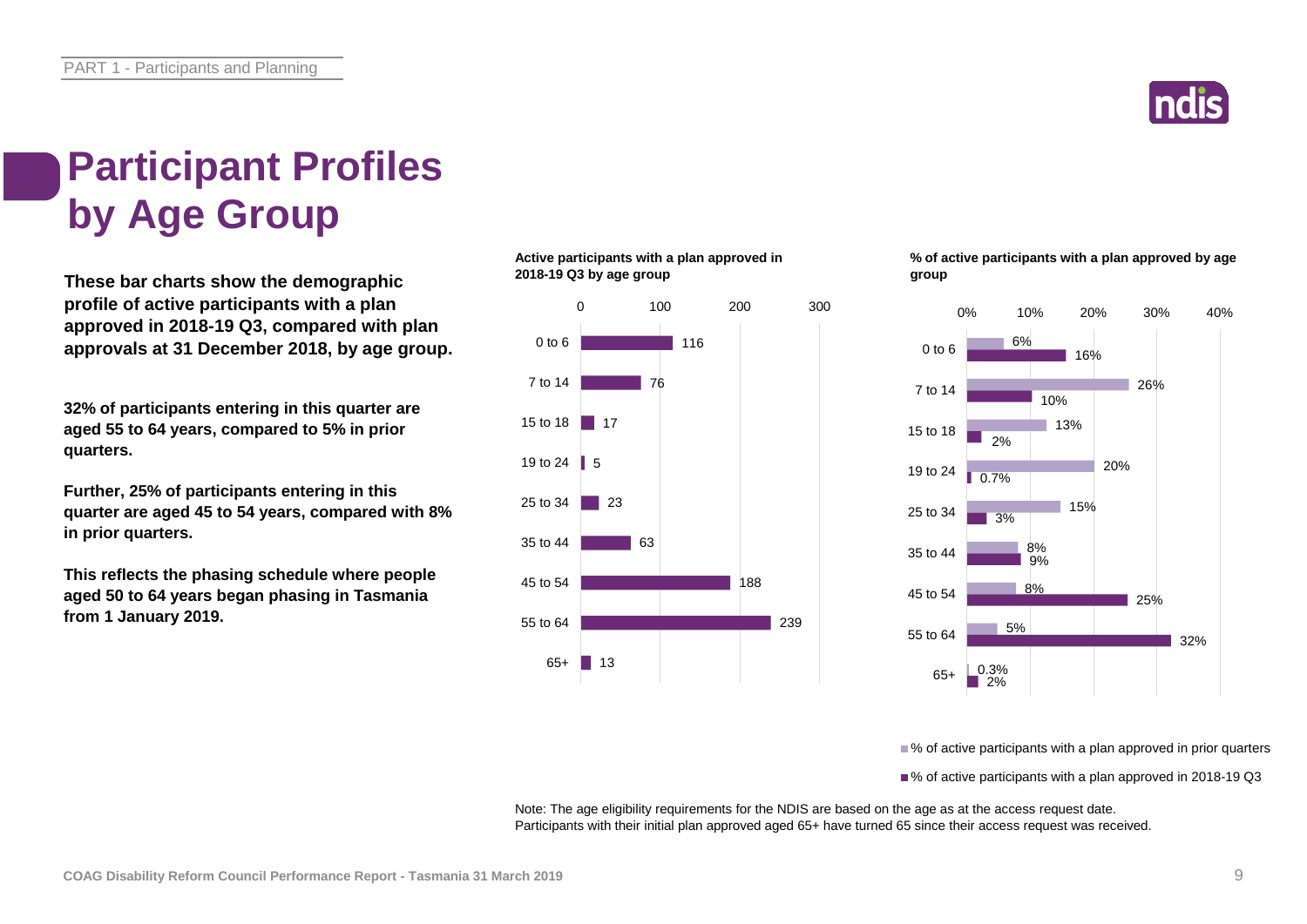# Participant Profiles by Age Group

**These bar charts show the demographic profile of active participants with a plan approved in 2018-19 Q3, compared with plan approvals at 31 December 2018, by age group.**

**32% of participants entering in this quarter are aged 55 to 64 years, compared to 5% in prior quarters.**

**Further, 25% of participants entering in this quarter are aged 45 to 54 years, compared with 8% in prior quarters.**

**This reflects the phasing schedule where people aged 50 to 64 years began phasing in Tasmania from 1 January 2019.**

**Active participants with a plan approved in 2018-19 Q3 by age group**

| Age group | Active participants |
| --- | --- |
| 0 to 6 | 116 |
| 7 to 14 | 76 |
| 15 to 18 | 17 |
| 19 to 24 | 5 |
| 25 to 34 | 23 |
| 35 to 44 | 63 |
| 45 to 54 | 188 |
| 55 to 64 | 239 |
| 65+ | 13 |

**% of active participants with a plan approved by age group**

| Age group | % of active participants with a plan approved in prior quarters | % of active participants with a plan approved in 2018-19 Q3 |
| --- | --- | --- |
| 0 to 6 | 6% | 16% |
| 7 to 14 | 26% | 10% |
| 15 to 18 | 13% | 2% |
| 19 to 24 | 20% | 0.7% |
| 25 to 34 | 15% | 3% |
| 35 to 44 | 8% | 9% |
| 45 to 54 | 8% | 25% |
| 55 to 64 | 5% | 32% |
| 65+ | 0.3% | 2% |

Note: The age eligibility requirements for the NDIS are based on the age as at the access request date.
Participants with their initial plan approved aged 65+ have turned 65 since their access request was received.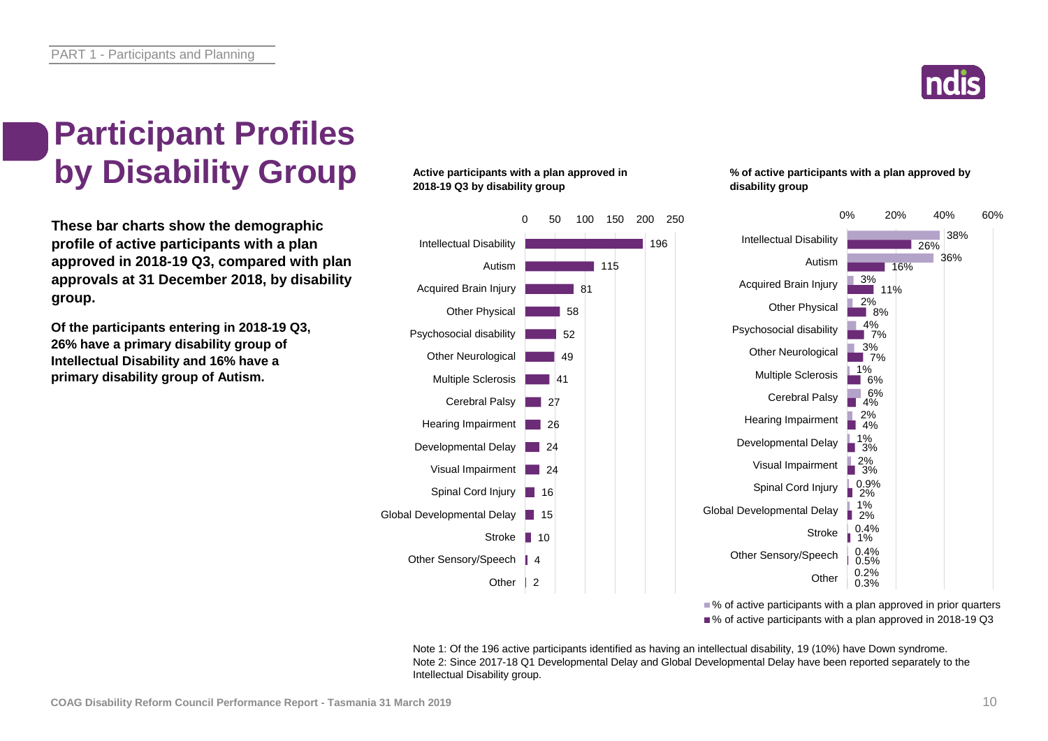# Participant Profiles by Disability Group

**These bar charts show the demographic profile of active participants with a plan approved in 2018-19 Q3, compared with plan approvals at 31 December 2018, by disability group.**

**Of the participants entering in 2018-19 Q3, 26% have a primary disability group of Intellectual Disability and 16% have a primary disability group of Autism.**

**Active participants with a plan approved in 2018-19 Q3 by disability group**

| Disability group | Active participants |
|---|---|
| Intellectual Disability | 196 |
| Autism | 115 |
| Acquired Brain Injury | 81 |
| Other Physical | 58 |
| Psychosocial disability | 52 |
| Other Neurological | 49 |
| Multiple Sclerosis | 41 |
| Cerebral Palsy | 27 |
| Hearing Impairment | 26 |
| Developmental Delay | 24 |
| Visual Impairment | 24 |
| Spinal Cord Injury | 16 |
| Global Developmental Delay | 15 |
| Stroke | 10 |
| Other Sensory/Speech | 4 |
| Other | 2 |

**% of active participants with a plan approved by disability group**

| Disability group | % of active participants with a plan approved in prior quarters | % of active participants with a plan approved in 2018-19 Q3 |
|---|---|---|
| Intellectual Disability | 38% | 26% |
| Autism | 36% | 16% |
| Acquired Brain Injury | 3% | 11% |
| Other Physical | 2% | 8% |
| Psychosocial disability | 4% | 7% |
| Other Neurological | 3% | 7% |
| Multiple Sclerosis | 1% | 6% |
| Cerebral Palsy | 6% | 4% |
| Hearing Impairment | 2% | 4% |
| Developmental Delay | 1% | 3% |
| Visual Impairment | 2% | 3% |
| Spinal Cord Injury | 0.9% | 2% |
| Global Developmental Delay | 1% | 2% |
| Stroke | 0.4% | 1% |
| Other Sensory/Speech | 0.4% | 0.5% |
| Other | 0.2% | 0.3% |

Note 1: Of the 196 active participants identified as having an intellectual disability, 19 (10%) have Down syndrome.
Note 2: Since 2017-18 Q1 Developmental Delay and Global Developmental Delay have been reported separately to the Intellectual Disability group.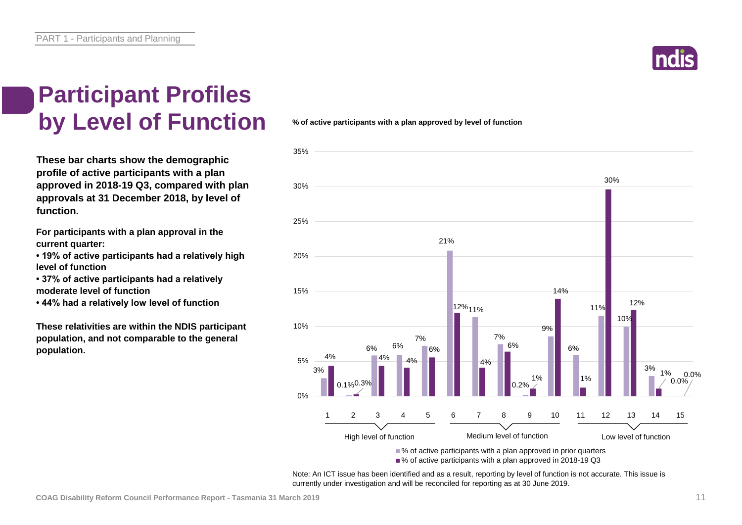# Participant Profiles by Level of Function

**These bar charts show the demographic profile of active participants with a plan approved in 2018-19 Q3, compared with plan approvals at 31 December 2018, by level of function.**

**For participants with a plan approval in the current quarter:**

- **19% of active participants had a relatively high level of function**
- **37% of active participants had a relatively moderate level of function**
- **44% had a relatively low level of function**

**These relativities are within the NDIS participant population, and not comparable to the general population.**

**% of active participants with a plan approved by level of function**

| Level of function | Group | % of active participants with a plan approved in prior quarters | % of active participants with a plan approved in 2018-19 Q3 |
|---|---|---|---|
| 1 | High level of function | 3% | 4% |
| 2 | High level of function | 0.1% | 0.3% |
| 3 | High level of function | 6% | 4% |
| 4 | High level of function | 6% | 4% |
| 5 | High level of function | 7% | 6% |
| 6 | Medium level of function | 21% | 12% |
| 7 | Medium level of function | 11% | 4% |
| 8 | Medium level of function | 7% | 6% |
| 9 | Medium level of function | 0.2% | 1% |
| 10 | Medium level of function | 9% | 14% |
| 11 | Low level of function | 6% | 1% |
| 12 | Low level of function | 11% | 30% |
| 13 | Low level of function | 10% | 12% |
| 14 | Low level of function | 3% | 1% |
| 15 | Low level of function | 0.0% | 0.0% |

Note: An ICT issue has been identified and as a result, reporting by level of function is not accurate. This issue is currently under investigation and will be reconciled for reporting as at 30 June 2019.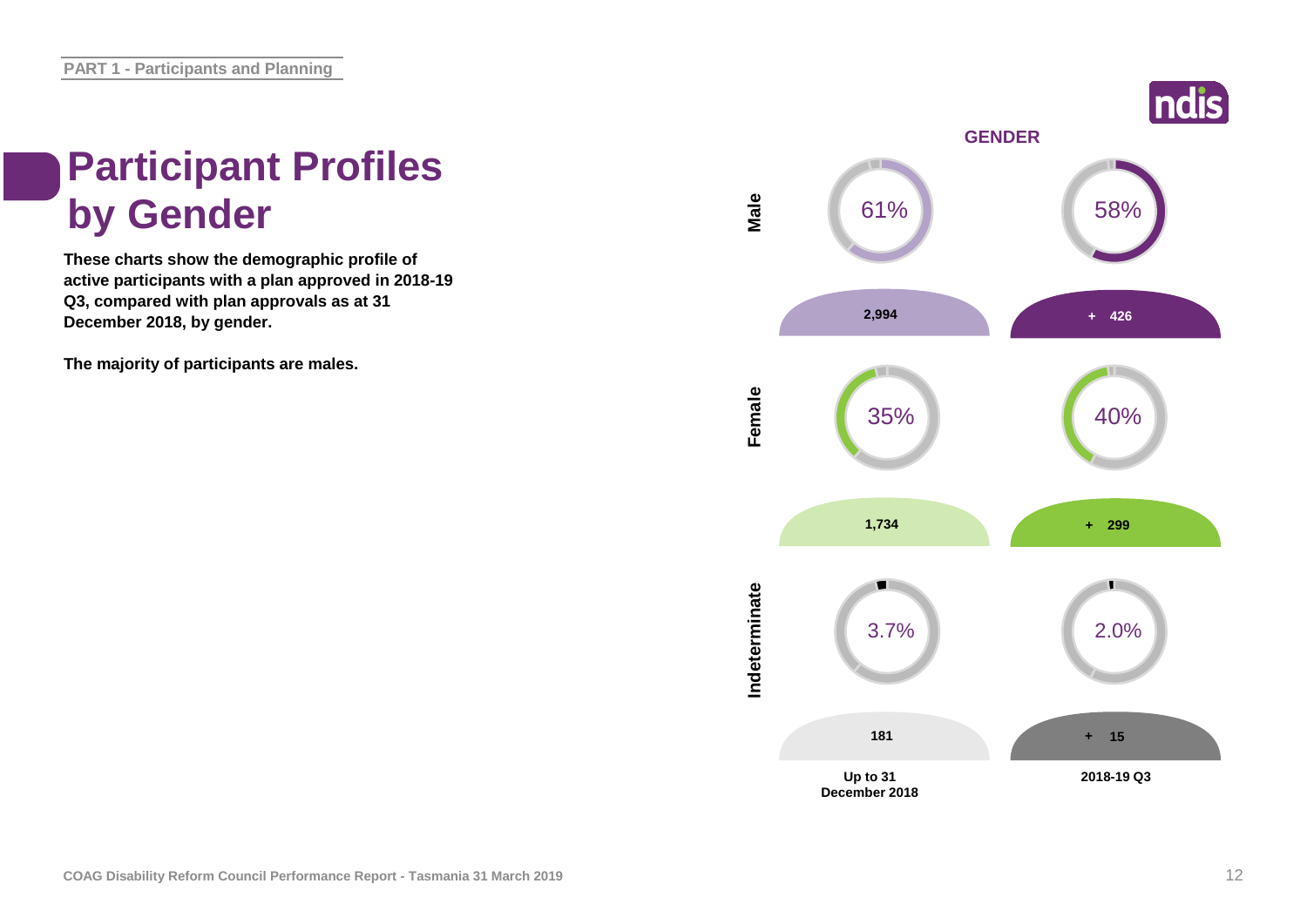# Participant Profiles by Gender

**These charts show the demographic profile of active participants with a plan approved in 2018-19 Q3, compared with plan approvals as at 31 December 2018, by gender.**

**The majority of participants are males.**

## GENDER

| | Up to 31 December 2018 | 2018-19 Q3 |
|---|---|---|
| **Male** | 61% | 58% |
| | 2,994 | + 426 |
| **Female** | 35% | 40% |
| | 1,734 | + 299 |
| **Indeterminate** | 3.7% | 2.0% |
| | 181 | + 15 |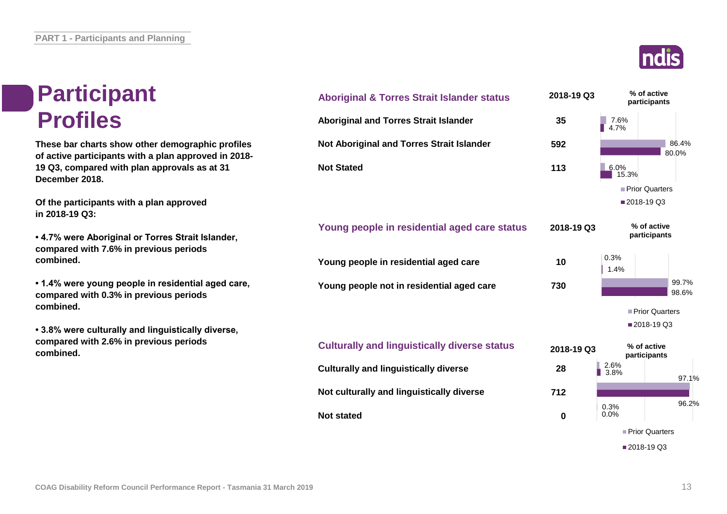# Participant Profiles

**These bar charts show other demographic profiles of active participants with a plan approved in 2018-19 Q3, compared with plan approvals as at 31 December 2018.**

**Of the participants with a plan approved in 2018-19 Q3:**

- **4.7% were Aboriginal or Torres Strait Islander, compared with 7.6% in previous periods combined.**
- **1.4% were young people in residential aged care, compared with 0.3% in previous periods combined.**
- **3.8% were culturally and linguistically diverse, compared with 2.6% in previous periods combined.**

| Aboriginal & Torres Strait Islander status | 2018-19 Q3 | % of active participants – Prior Quarters | % of active participants – 2018-19 Q3 |
|---|---|---|---|
| Aboriginal and Torres Strait Islander | 35 | 7.6% | 4.7% |
| Not Aboriginal and Torres Strait Islander | 592 | 86.4% | 80.0% |
| Not Stated | 113 | 6.0% | 15.3% |

| Young people in residential aged care status | 2018-19 Q3 | % of active participants – Prior Quarters | % of active participants – 2018-19 Q3 |
|---|---|---|---|
| Young people in residential aged care | 10 | 0.3% | 1.4% |
| Young people not in residential aged care | 730 | 99.7% | 98.6% |

| Culturally and linguistically diverse status | 2018-19 Q3 | % of active participants – Prior Quarters | % of active participants – 2018-19 Q3 |
|---|---|---|---|
| Culturally and linguistically diverse | 28 | 2.6% | 3.8% |
| Not culturally and linguistically diverse | 712 | 97.1% | 96.2% |
| Not stated | 0 | 0.3% | 0.0% |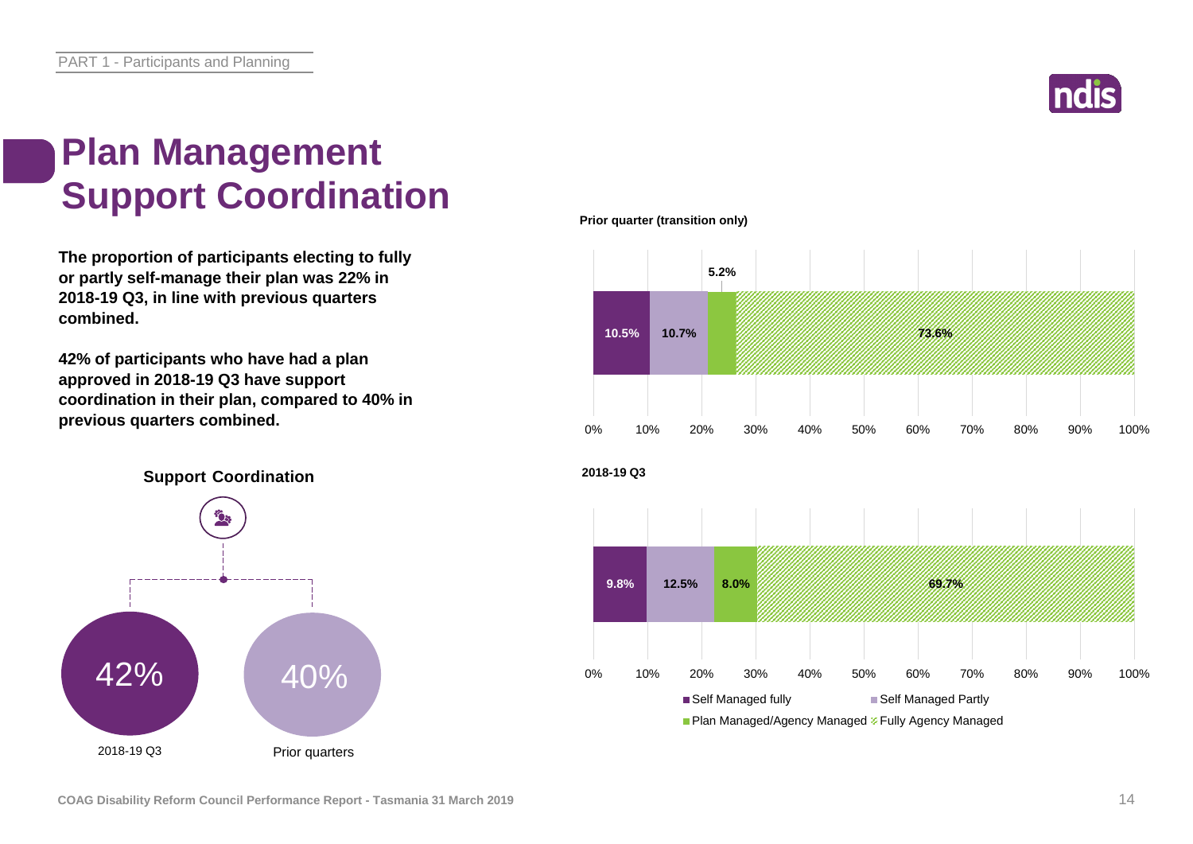# Plan Management Support Coordination

**The proportion of participants electing to fully or partly self-manage their plan was 22% in 2018-19 Q3, in line with previous quarters combined.**

**42% of participants who have had a plan approved in 2018-19 Q3 have support coordination in their plan, compared to 40% in previous quarters combined.**

**Support Coordination**

| 2018-19 Q3 | Prior quarters |
|---|---|
| 42% | 40% |

**Prior quarter (transition only)**

| Self Managed fully | Self Managed Partly | Plan Managed/Agency Managed | Fully Agency Managed |
|---|---|---|---|
| 10.5% | 10.7% | 5.2% | 73.6% |

**2018-19 Q3**

| Self Managed fully | Self Managed Partly | Plan Managed/Agency Managed | Fully Agency Managed |
|---|---|---|---|
| 9.8% | 12.5% | 8.0% | 69.7% |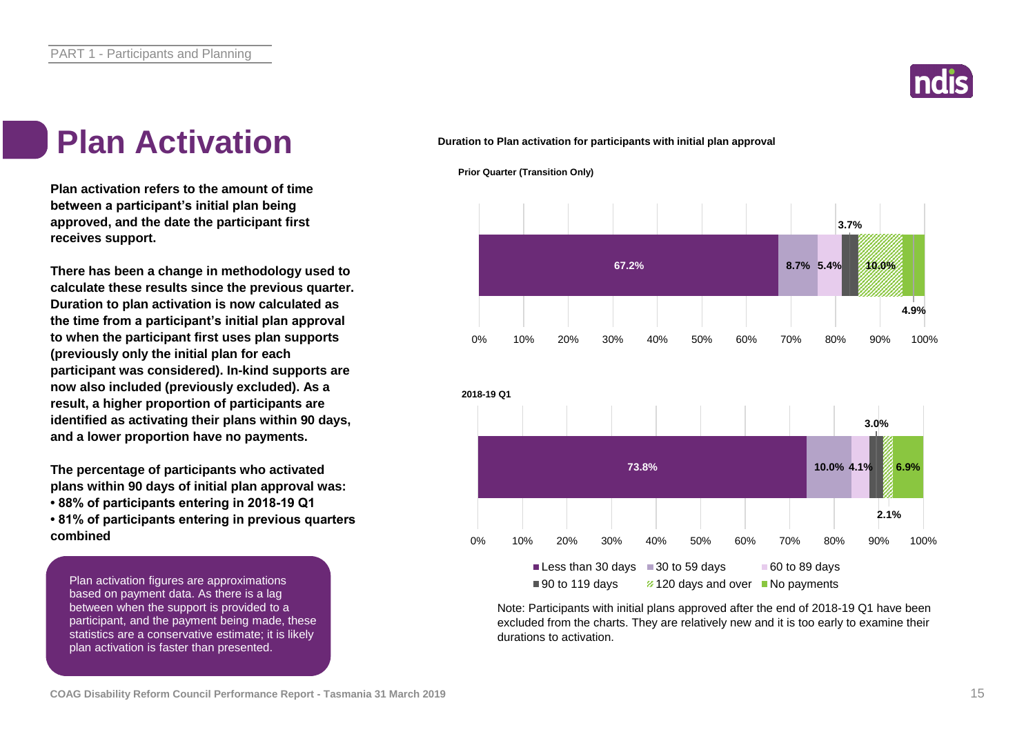# Plan Activation

**Plan activation refers to the amount of time between a participant's initial plan being approved, and the date the participant first receives support.**

**There has been a change in methodology used to calculate these results since the previous quarter. Duration to plan activation is now calculated as the time from a participant's initial plan approval to when the participant first uses plan supports (previously only the initial plan for each participant was considered). In-kind supports are now also included (previously excluded). As a result, a higher proportion of participants are identified as activating their plans within 90 days, and a lower proportion have no payments.**

**The percentage of participants who activated plans within 90 days of initial plan approval was:**
- **88% of participants entering in 2018-19 Q1**
- **81% of participants entering in previous quarters combined**

Plan activation figures are approximations based on payment data. As there is a lag between when the support is provided to a participant, and the payment being made, these statistics are a conservative estimate; it is likely plan activation is faster than presented.

**Duration to Plan activation for participants with initial plan approval**

| | Less than 30 days | 30 to 59 days | 60 to 89 days | 90 to 119 days | 120 days and over | No payments |
|---|---|---|---|---|---|---|
| Prior Quarter (Transition Only) | 67.2% | 8.7% | 5.4% | 3.7% | 10.0% | 4.9% |
| 2018-19 Q1 | 73.8% | 10.0% | 4.1% | 3.0% | 2.1% | 6.9% |

Note: Participants with initial plans approved after the end of 2018-19 Q1 have been excluded from the charts. They are relatively new and it is too early to examine their durations to activation.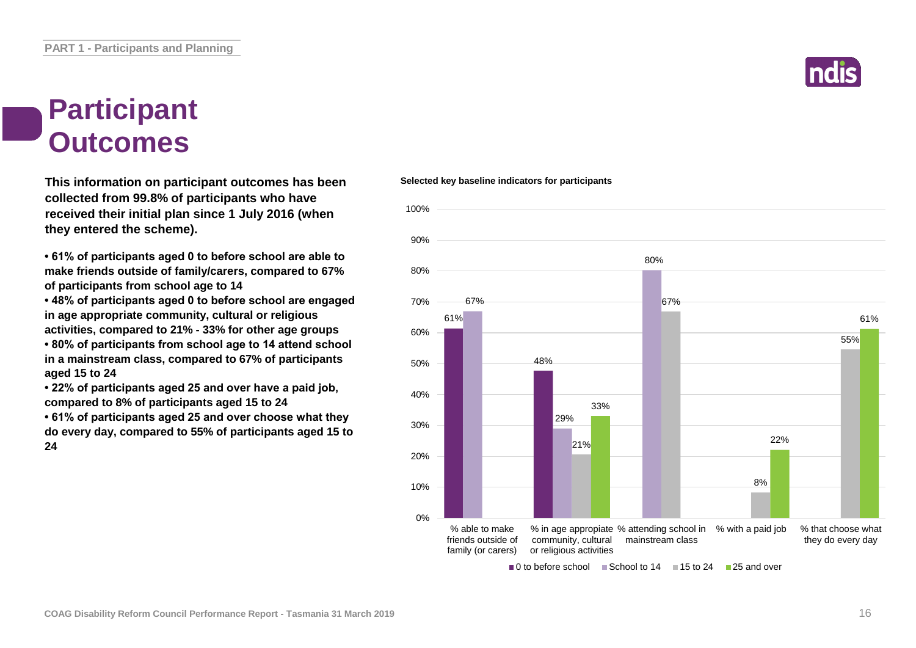# Participant Outcomes

**This information on participant outcomes has been collected from 99.8% of participants who have received their initial plan since 1 July 2016 (when they entered the scheme).**

- **61% of participants aged 0 to before school are able to make friends outside of family/carers, compared to 67% of participants from school age to 14**
- **48% of participants aged 0 to before school are engaged in age appropriate community, cultural or religious activities, compared to 21% - 33% for other age groups**
- **80% of participants from school age to 14 attend school in a mainstream class, compared to 67% of participants aged 15 to 24**
- **22% of participants aged 25 and over have a paid job, compared to 8% of participants aged 15 to 24**
- **61% of participants aged 25 and over choose what they do every day, compared to 55% of participants aged 15 to 24**

**Selected key baseline indicators for participants**

| Indicator | 0 to before school | School to 14 | 15 to 24 | 25 and over |
|---|---|---|---|---|
| % able to make friends outside of family (or carers) | 61% | 67% | | |
| % in age appropiate community, cultural or religious activities | 48% | 29% | 21% | 33% |
| % attending school in mainstream class | | 80% | 67% | |
| % with a paid job | | | 8% | 22% |
| % that choose what they do every day | | | 55% | 61% |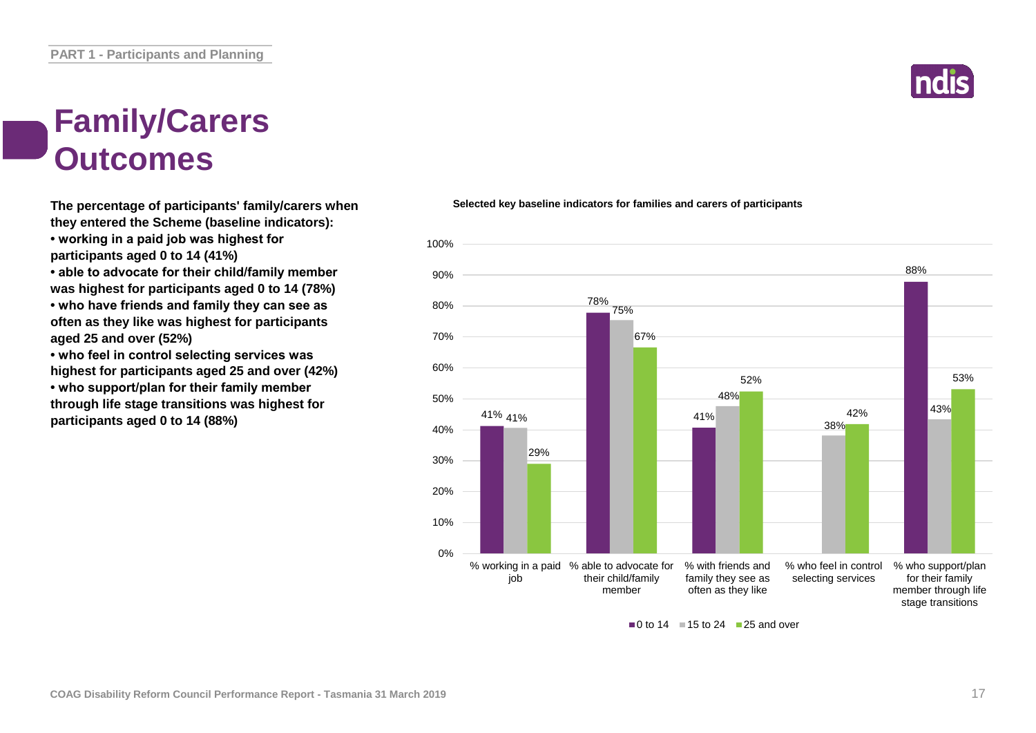# Family/Carers Outcomes

**The percentage of participants' family/carers when they entered the Scheme (baseline indicators):**

- **working in a paid job was highest for participants aged 0 to 14 (41%)**
- **able to advocate for their child/family member was highest for participants aged 0 to 14 (78%)**
- **who have friends and family they can see as often as they like was highest for participants aged 25 and over (52%)**
- **who feel in control selecting services was highest for participants aged 25 and over (42%)**
- **who support/plan for their family member through life stage transitions was highest for participants aged 0 to 14 (88%)**

**Selected key baseline indicators for families and carers of participants**

| Indicator | 0 to 14 | 15 to 24 | 25 and over |
|---|---|---|---|
| % working in a paid job | 41% | 41% | 29% |
| % able to advocate for their child/family member | 78% | 75% | 67% |
| % with friends and family they see as often as they like | 41% | 48% | 52% |
| % who feel in control selecting services | | 38% | 42% |
| % who support/plan for their family member through life stage transitions | 88% | 43% | 53% |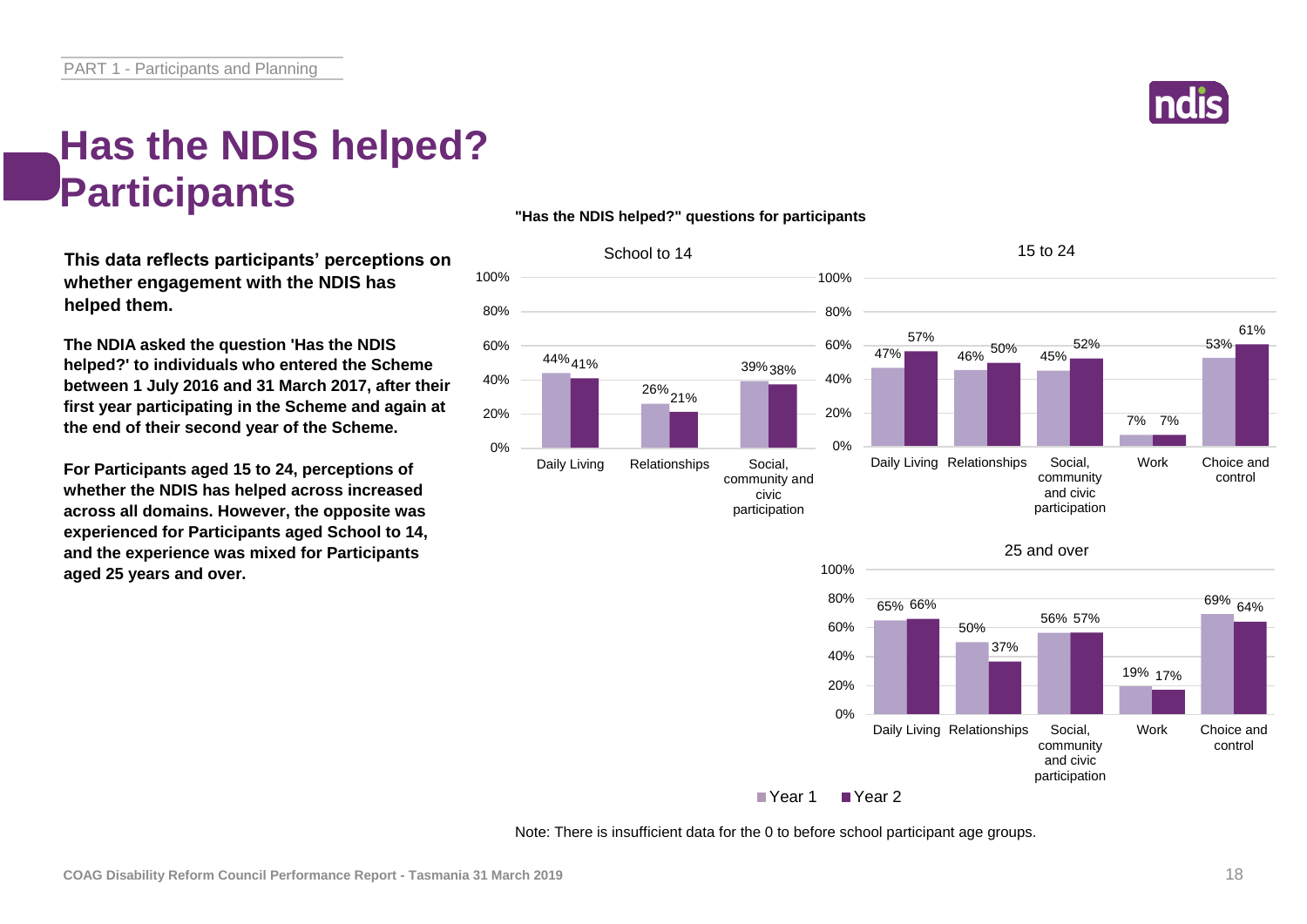# Has the NDIS helped? Participants

**This data reflects participants' perceptions on whether engagement with the NDIS has helped them.**

**The NDIA asked the question 'Has the NDIS helped?' to individuals who entered the Scheme between 1 July 2016 and 31 March 2017, after their first year participating in the Scheme and again at the end of their second year of the Scheme.**

**For Participants aged 15 to 24, perceptions of whether the NDIS has helped across increased across all domains. However, the opposite was experienced for Participants aged School to 14, and the experience was mixed for Participants aged 25 years and over.**

**"Has the NDIS helped?" questions for participants**

School to 14

| Domain | Year 1 | Year 2 |
|---|---|---|
| Daily Living | 44% | 41% |
| Relationships | 26% | 21% |
| Social, community and civic participation | 39% | 38% |

15 to 24

| Domain | Year 1 | Year 2 |
|---|---|---|
| Daily Living | 47% | 57% |
| Relationships | 46% | 50% |
| Social, community and civic participation | 45% | 52% |
| Work | 7% | 7% |
| Choice and control | 53% | 61% |

25 and over

| Domain | Year 1 | Year 2 |
|---|---|---|
| Daily Living | 65% | 66% |
| Relationships | 50% | 37% |
| Social, community and civic participation | 56% | 57% |
| Work | 19% | 17% |
| Choice and control | 69% | 64% |

Note: There is insufficient data for the 0 to before school participant age groups.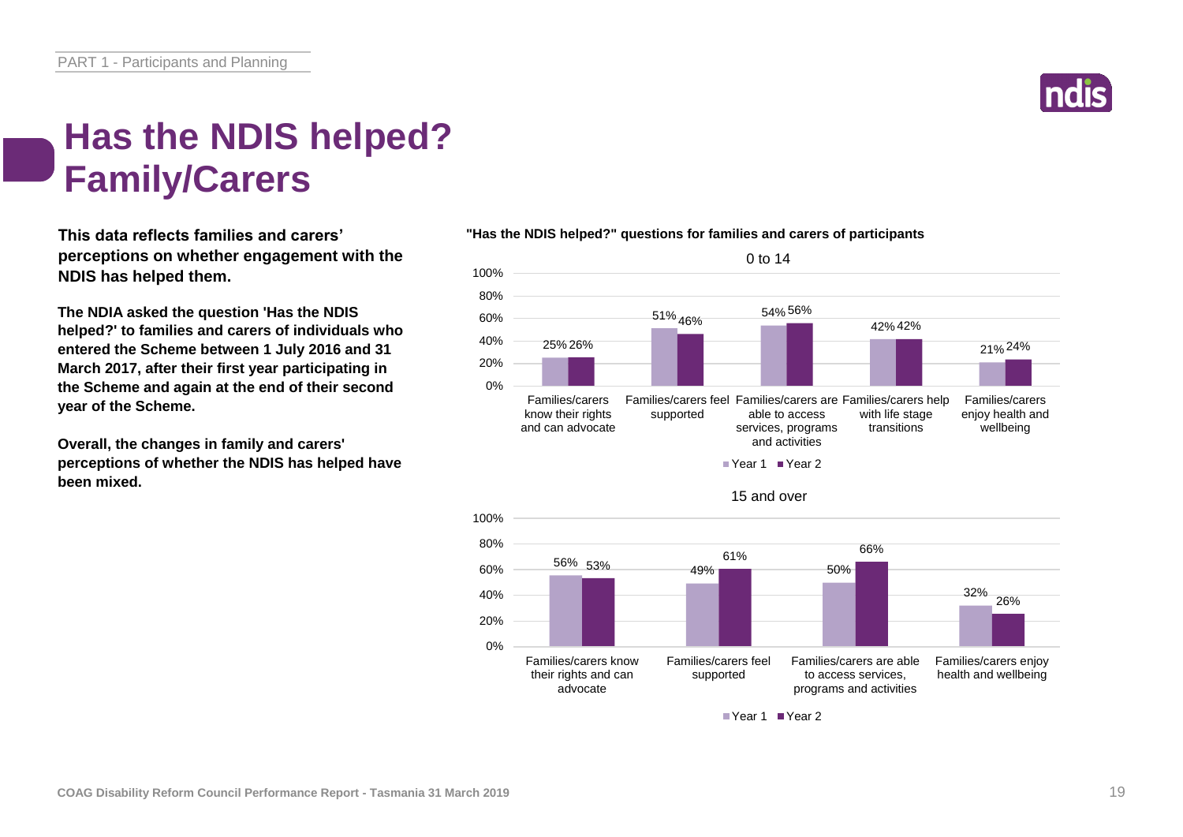# Has the NDIS helped? Family/Carers

**This data reflects families and carers' perceptions on whether engagement with the NDIS has helped them.**

**The NDIA asked the question 'Has the NDIS helped?' to families and carers of individuals who entered the Scheme between 1 July 2016 and 31 March 2017, after their first year participating in the Scheme and again at the end of their second year of the Scheme.**

**Overall, the changes in family and carers' perceptions of whether the NDIS has helped have been mixed.**

**"Has the NDIS helped?" questions for families and carers of participants**

0 to 14

| | Year 1 | Year 2 |
|---|---|---|
| Families/carers know their rights and can advocate | 25% | 26% |
| Families/carers feel supported | 51% | 46% |
| Families/carers are able to access services, programs and activities | 54% | 56% |
| Families/carers help with life stage transitions | 42% | 42% |
| Families/carers enjoy health and wellbeing | 21% | 24% |

15 and over

| | Year 1 | Year 2 |
|---|---|---|
| Families/carers know their rights and can advocate | 56% | 53% |
| Families/carers feel supported | 49% | 61% |
| Families/carers are able to access services, programs and activities | 50% | 66% |
| Families/carers enjoy health and wellbeing | 32% | 26% |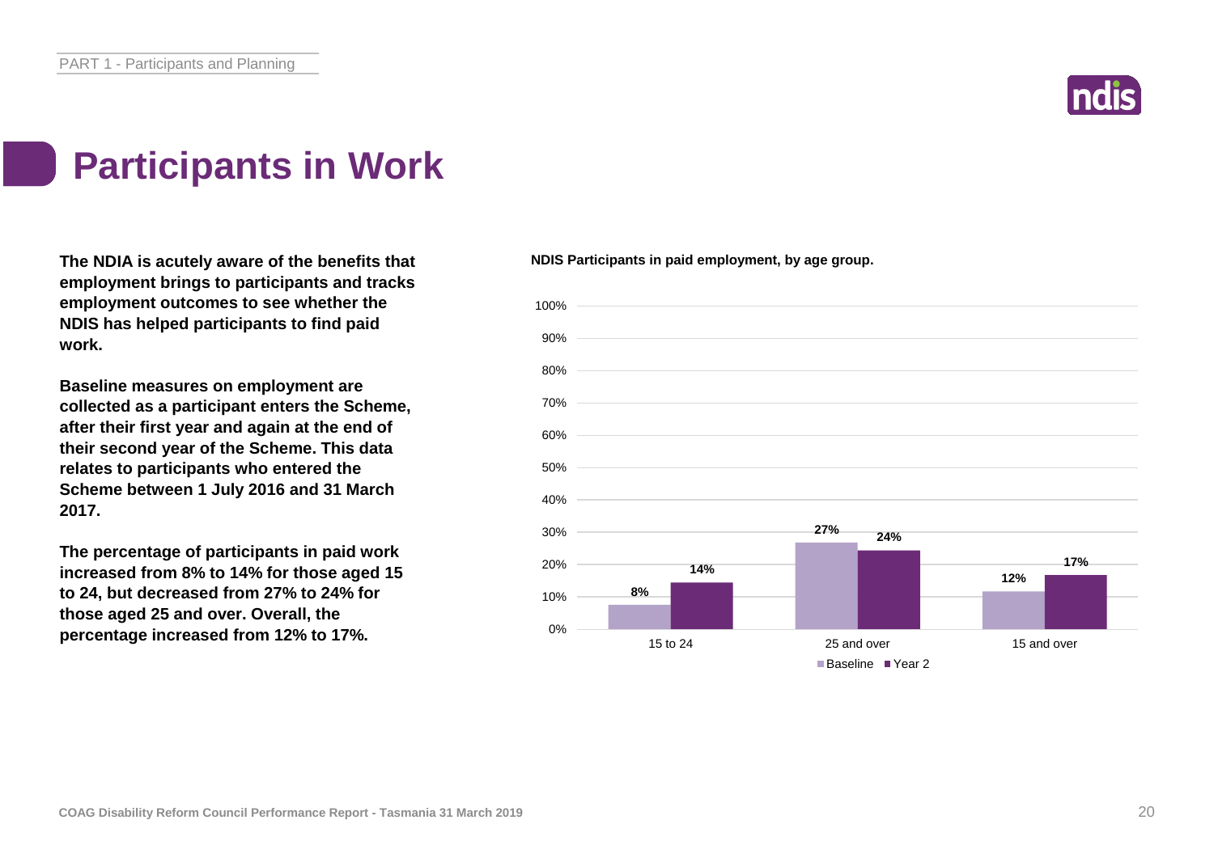# Participants in Work

**The NDIA is acutely aware of the benefits that employment brings to participants and tracks employment outcomes to see whether the NDIS has helped participants to find paid work.**

**Baseline measures on employment are collected as a participant enters the Scheme, after their first year and again at the end of their second year of the Scheme. This data relates to participants who entered the Scheme between 1 July 2016 and 31 March 2017.**

**The percentage of participants in paid work increased from 8% to 14% for those aged 15 to 24, but decreased from 27% to 24% for those aged 25 and over. Overall, the percentage increased from 12% to 17%.**

**NDIS Participants in paid employment, by age group.**

| Age group | Baseline | Year 2 |
|---|---|---|
| 15 to 24 | 8% | 14% |
| 25 and over | 27% | 24% |
| 15 and over | 12% | 17% |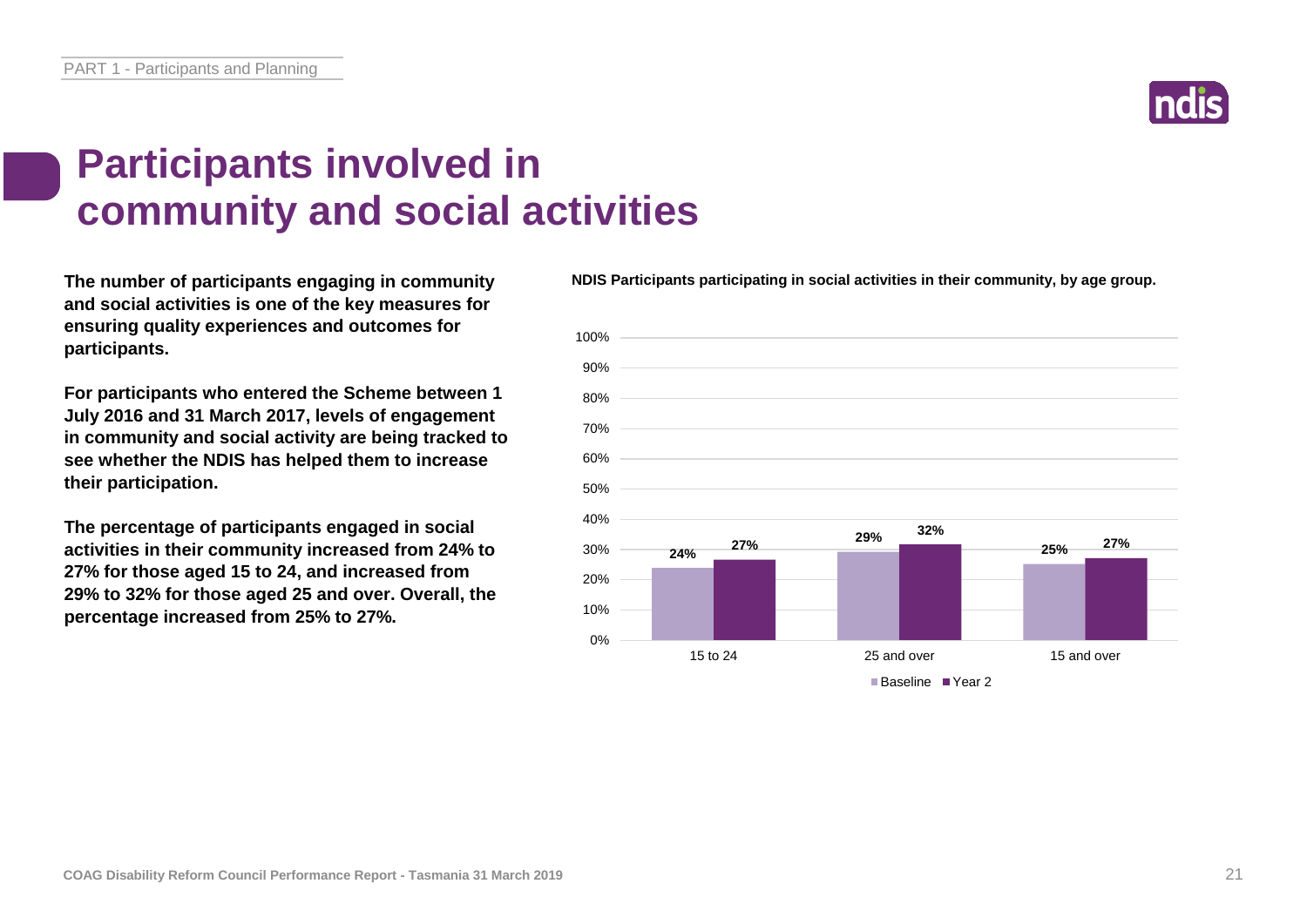# Participants involved in community and social activities

**The number of participants engaging in community and social activities is one of the key measures for ensuring quality experiences and outcomes for participants.**

**For participants who entered the Scheme between 1 July 2016 and 31 March 2017, levels of engagement in community and social activity are being tracked to see whether the NDIS has helped them to increase their participation.**

**The percentage of participants engaged in social activities in their community increased from 24% to 27% for those aged 15 to 24, and increased from 29% to 32% for those aged 25 and over. Overall, the percentage increased from 25% to 27%.**

**NDIS Participants participating in social activities in their community, by age group.**

| Age group | Baseline | Year 2 |
| --- | --- | --- |
| 15 to 24 | 24% | 27% |
| 25 and over | 29% | 32% |
| 15 and over | 25% | 27% |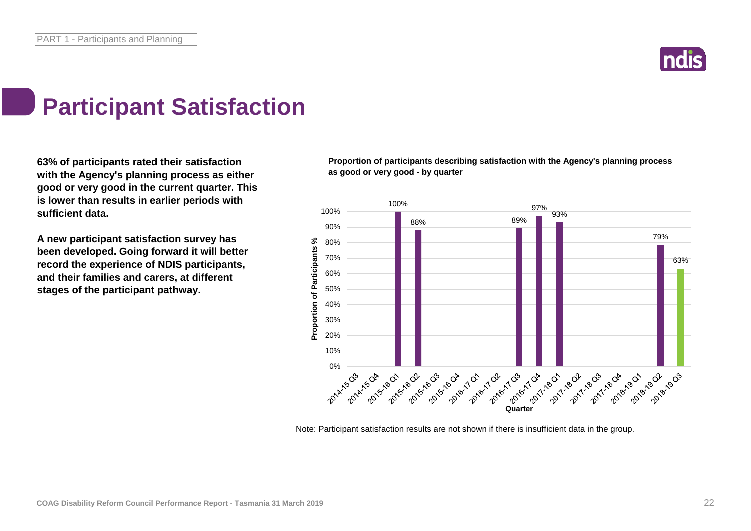# Participant Satisfaction

**63% of participants rated their satisfaction with the Agency's planning process as either good or very good in the current quarter. This is lower than results in earlier periods with sufficient data.**

**A new participant satisfaction survey has been developed. Going forward it will better record the experience of NDIS participants, and their families and carers, at different stages of the participant pathway.**

**Proportion of participants describing satisfaction with the Agency's planning process as good or very good - by quarter**

| Quarter | Proportion of Participants % |
| --- | --- |
| 2014-15 Q3 | |
| 2014-15 Q4 | |
| 2015-16 Q1 | 100% |
| 2015-16 Q2 | 88% |
| 2015-16 Q3 | |
| 2015-16 Q4 | |
| 2016-17 Q1 | |
| 2016-17 Q2 | |
| 2016-17 Q3 | 89% |
| 2016-17 Q4 | 97% |
| 2017-18 Q1 | 93% |
| 2017-18 Q2 | |
| 2017-18 Q3 | |
| 2017-18 Q4 | |
| 2018-19 Q1 | |
| 2018-19 Q2 | 79% |
| 2018-19 Q3 | 63% |

Note: Participant satisfaction results are not shown if there is insufficient data in the group.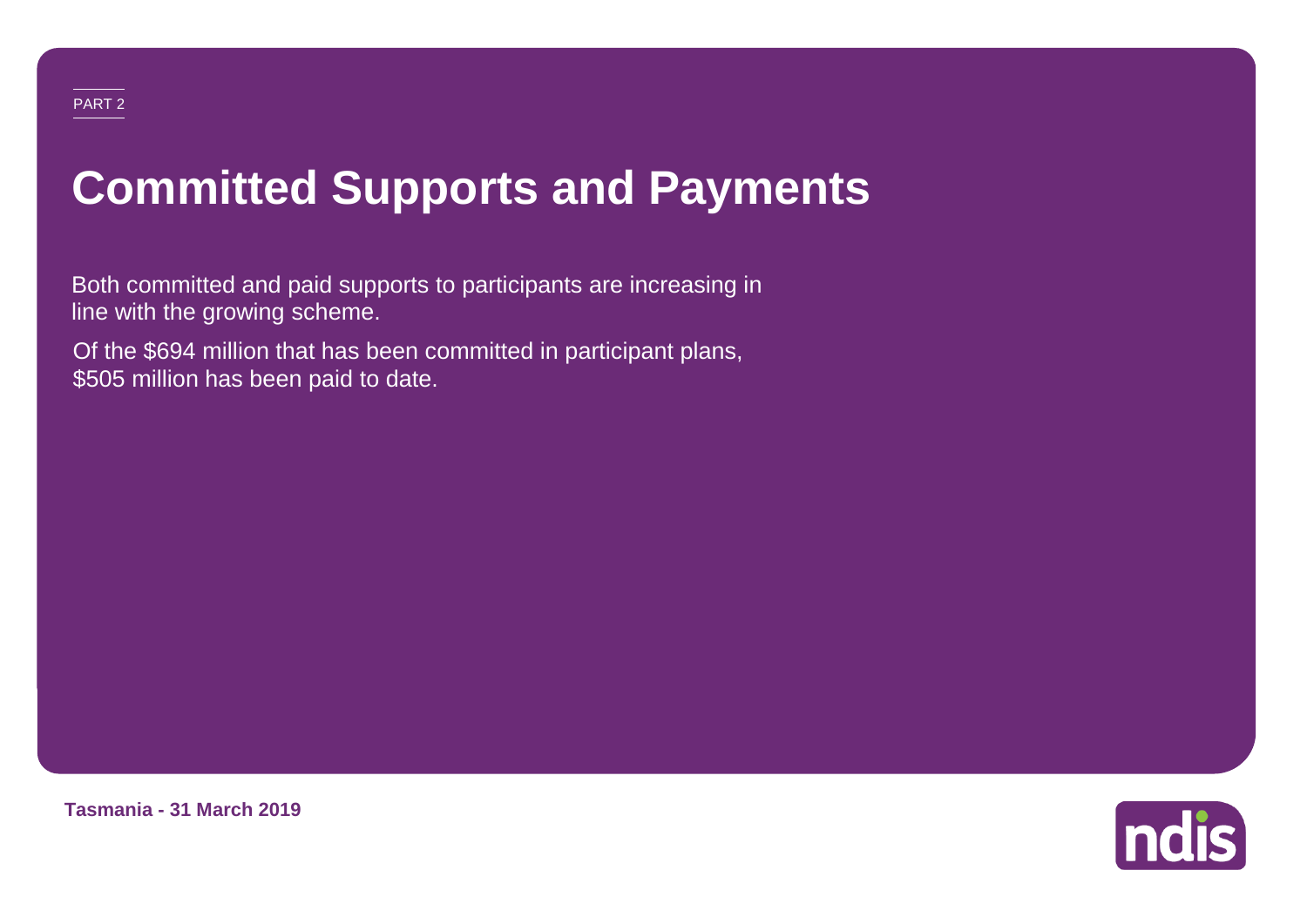PART 2

# Committed Supports and Payments

Both committed and paid supports to participants are increasing in line with the growing scheme.

Of the $694 million that has been committed in participant plans, $505 million has been paid to date.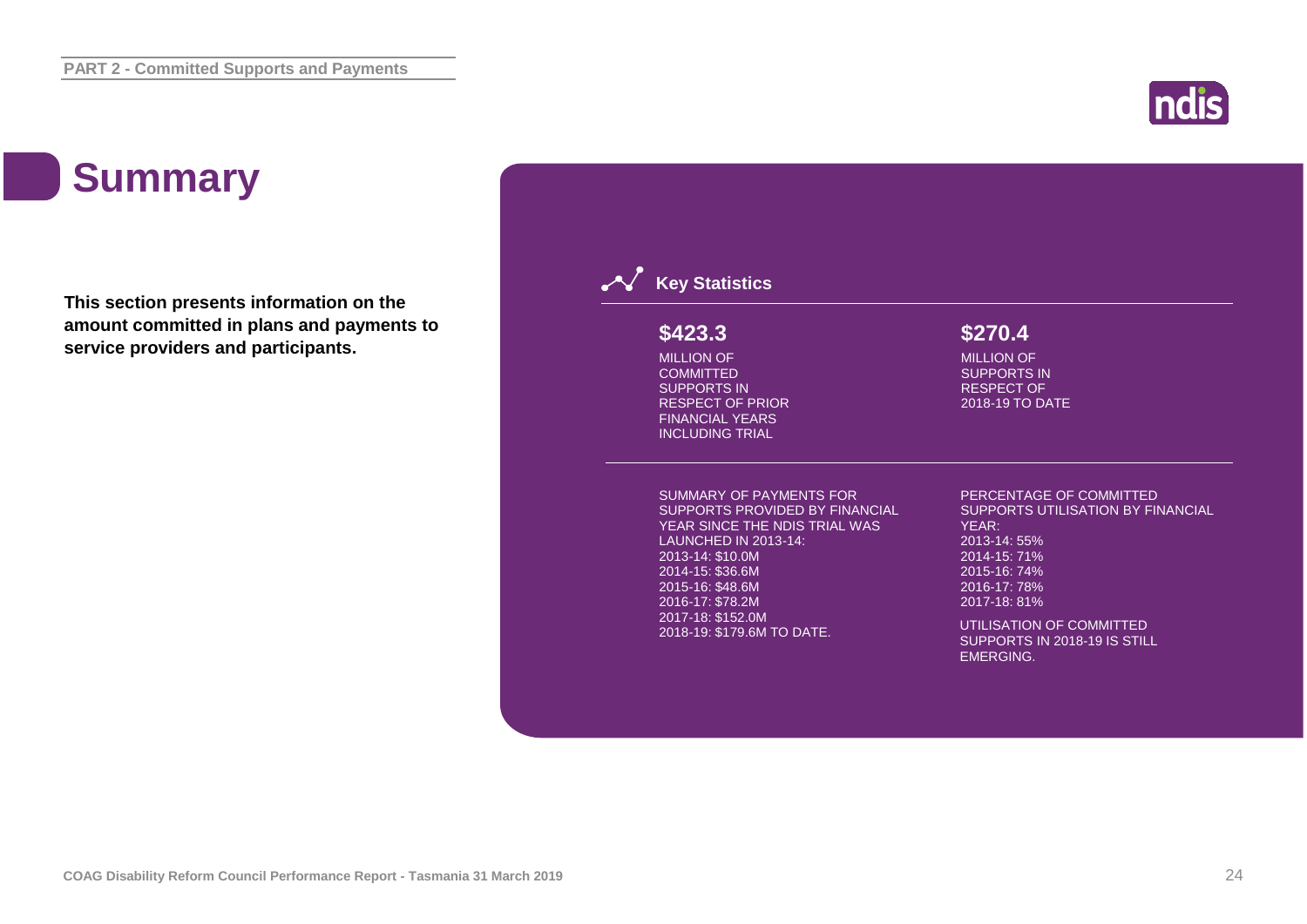PART 2 - Committed Supports and Payments

# Summary

**This section presents information on the amount committed in plans and payments to service providers and participants.**

## Key Statistics

**$423.3**

MILLION OF COMMITTED SUPPORTS IN RESPECT OF PRIOR FINANCIAL YEARS INCLUDING TRIAL

**$270.4**

MILLION OF SUPPORTS IN RESPECT OF 2018-19 TO DATE

SUMMARY OF PAYMENTS FOR SUPPORTS PROVIDED BY FINANCIAL YEAR SINCE THE NDIS TRIAL WAS LAUNCHED IN 2013-14:

- 2013-14: $10.0M
- 2014-15: $36.6M
- 2015-16: $48.6M
- 2016-17: $78.2M
- 2017-18: $152.0M
- 2018-19: $179.6M TO DATE.

PERCENTAGE OF COMMITTED SUPPORTS UTILISATION BY FINANCIAL YEAR:

- 2013-14: 55%
- 2014-15: 71%
- 2015-16: 74%
- 2016-17: 78%
- 2017-18: 81%

UTILISATION OF COMMITTED SUPPORTS IN 2018-19 IS STILL EMERGING.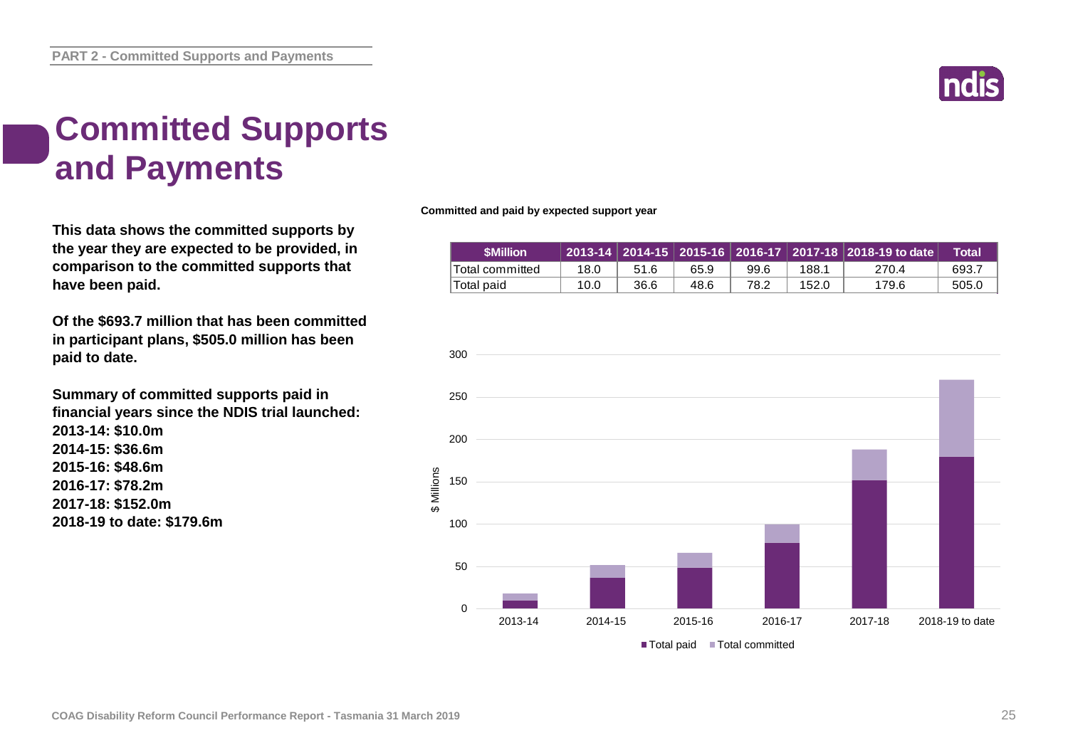# Committed Supports and Payments

**This data shows the committed supports by the year they are expected to be provided, in comparison to the committed supports that have been paid.**

**Of the $693.7 million that has been committed in participant plans, $505.0 million has been paid to date.**

**Summary of committed supports paid in financial years since the NDIS trial launched:**
**2013-14: $10.0m**
**2014-15: $36.6m**
**2015-16: $48.6m**
**2016-17: $78.2m**
**2017-18: $152.0m**
**2018-19 to date: $179.6m**

**Committed and paid by expected support year**

| $Million | 2013-14 | 2014-15 | 2015-16 | 2016-17 | 2017-18 | 2018-19 to date | Total |
|---|---|---|---|---|---|---|---|
| Total committed | 18.0 | 51.6 | 65.9 | 99.6 | 188.1 | 270.4 | 693.7 |
| Total paid | 10.0 | 36.6 | 48.6 | 78.2 | 152.0 | 179.6 | 505.0 |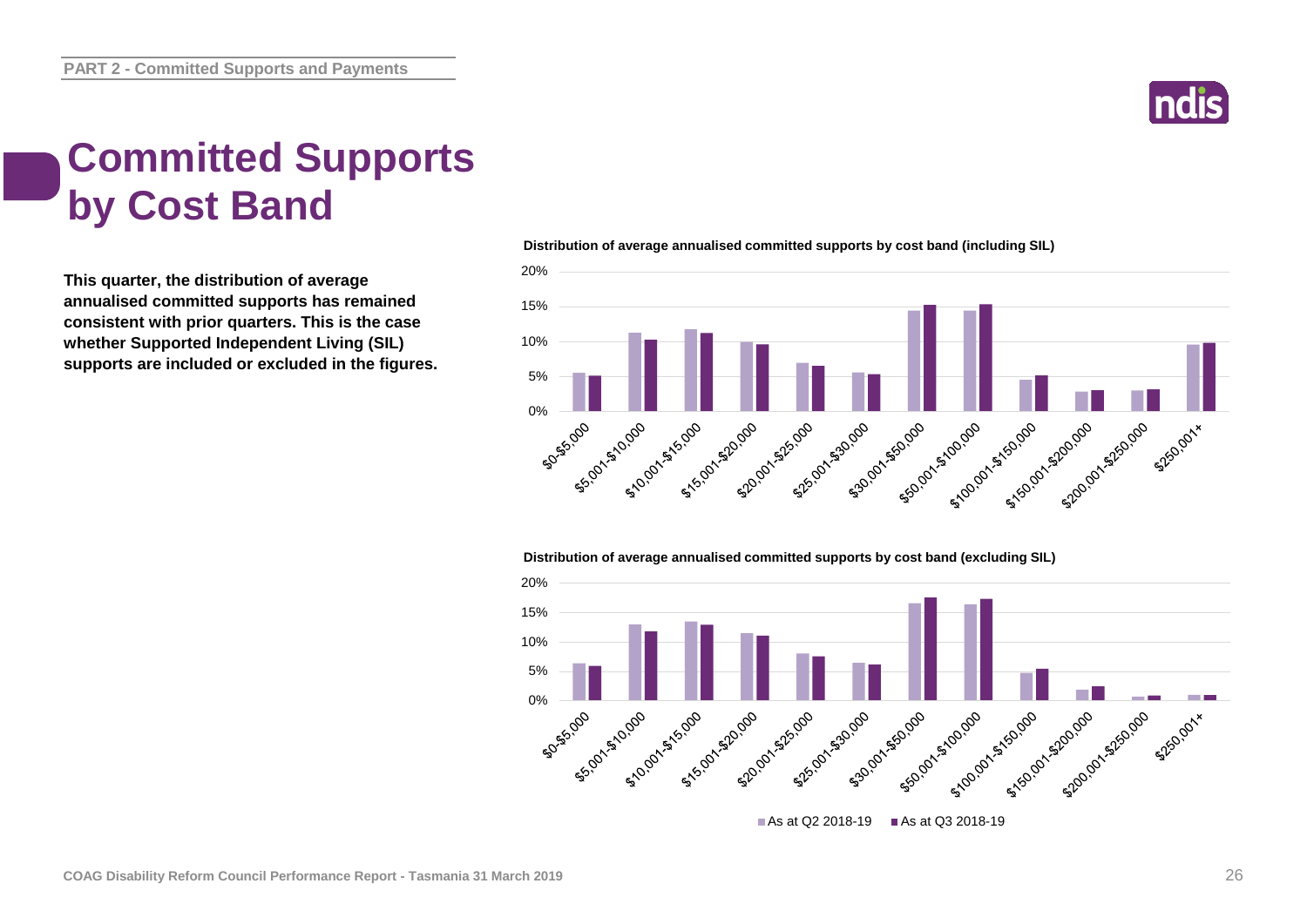# Committed Supports by Cost Band

**This quarter, the distribution of average annualised committed supports has remained consistent with prior quarters. This is the case whether Supported Independent Living (SIL) supports are included or excluded in the figures.**

**Distribution of average annualised committed supports by cost band (including SIL)**

**Distribution of average annualised committed supports by cost band (excluding SIL)**

As at Q2 2018-19 | As at Q3 2018-19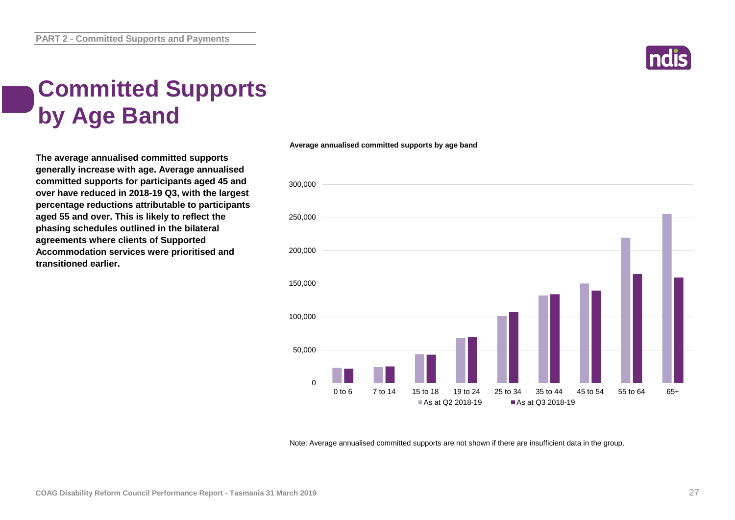# Committed Supports by Age Band

**The average annualised committed supports generally increase with age. Average annualised committed supports for participants aged 45 and over have reduced in 2018-19 Q3, with the largest percentage reductions attributable to participants aged 55 and over. This is likely to reflect the phasing schedules outlined in the bilateral agreements where clients of Supported Accommodation services were prioritised and transitioned earlier.**

**Average annualised committed supports by age band**

Note: Average annualised committed supports are not shown if there are insufficient data in the group.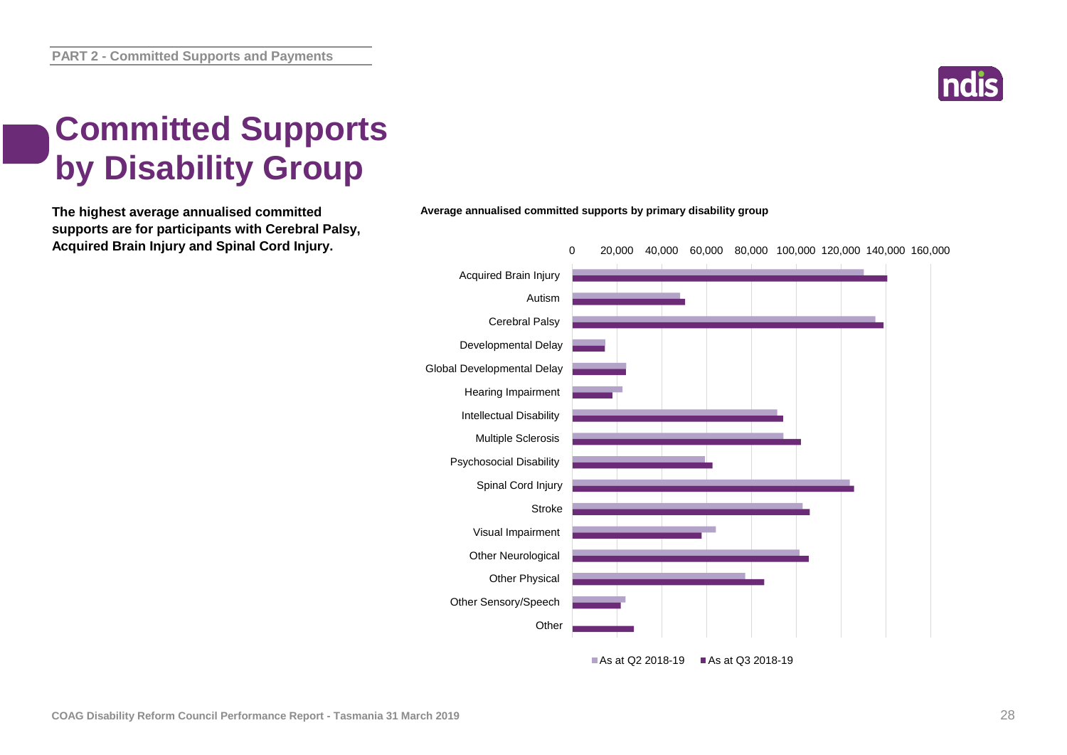# Committed Supports by Disability Group

**The highest average annualised committed supports are for participants with Cerebral Palsy, Acquired Brain Injury and Spinal Cord Injury.**

**Average annualised committed supports by primary disability group**

| Primary disability group |
|---|
| Acquired Brain Injury |
| Autism |
| Cerebral Palsy |
| Developmental Delay |
| Global Developmental Delay |
| Hearing Impairment |
| Intellectual Disability |
| Multiple Sclerosis |
| Psychosocial Disability |
| Spinal Cord Injury |
| Stroke |
| Visual Impairment |
| Other Neurological |
| Other Physical |
| Other Sensory/Speech |
| Other |

Axis: 0, 20,000, 40,000, 60,000, 80,000, 100,000, 120,000, 140,000, 160,000

Legend: As at Q2 2018-19; As at Q3 2018-19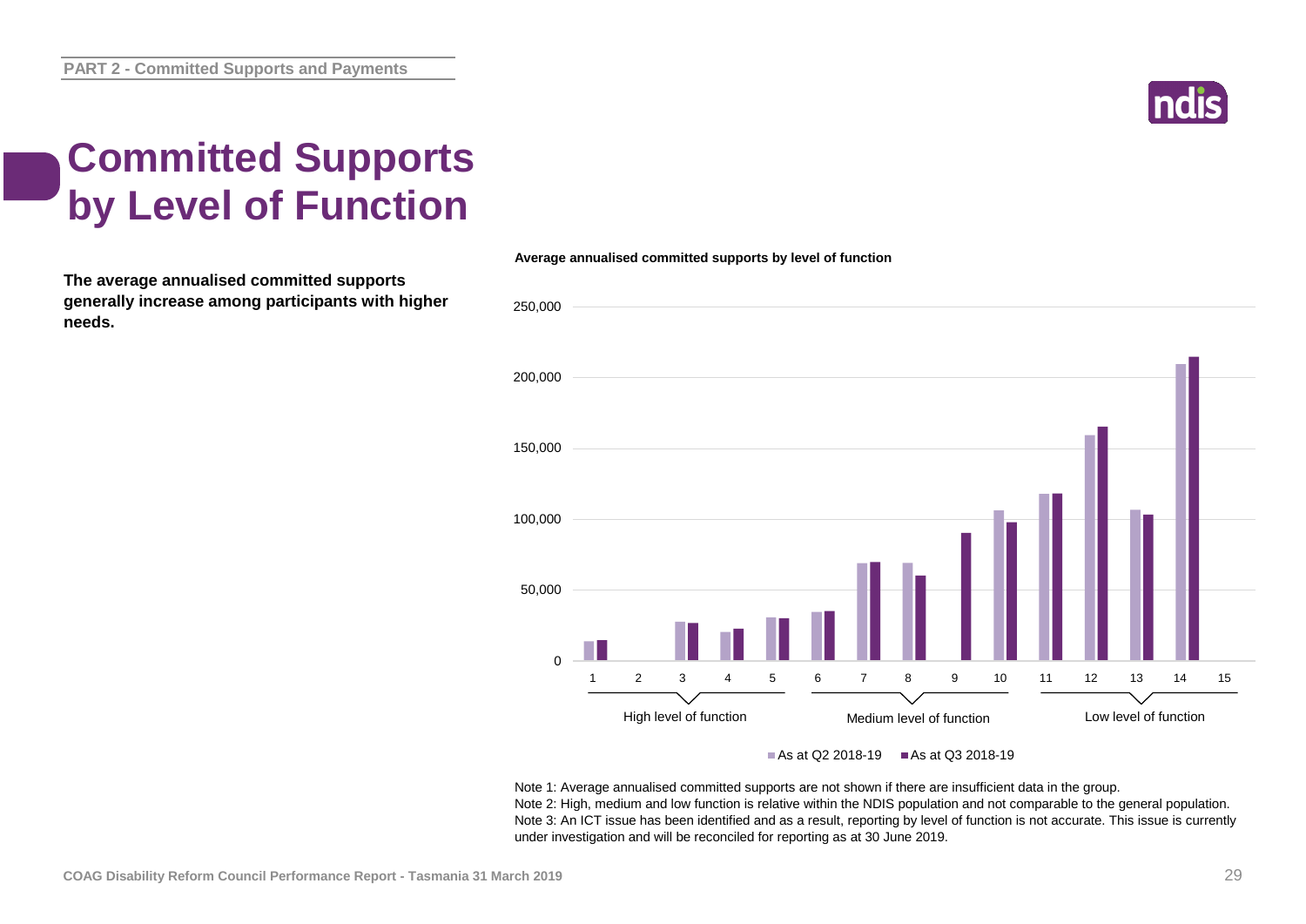# Committed Supports by Level of Function

**The average annualised committed supports generally increase among participants with higher needs.**

**Average annualised committed supports by level of function**

Note 1: Average annualised committed supports are not shown if there are insufficient data in the group.
Note 2: High, medium and low function is relative within the NDIS population and not comparable to the general population.
Note 3: An ICT issue has been identified and as a result, reporting by level of function is not accurate. This issue is currently under investigation and will be reconciled for reporting as at 30 June 2019.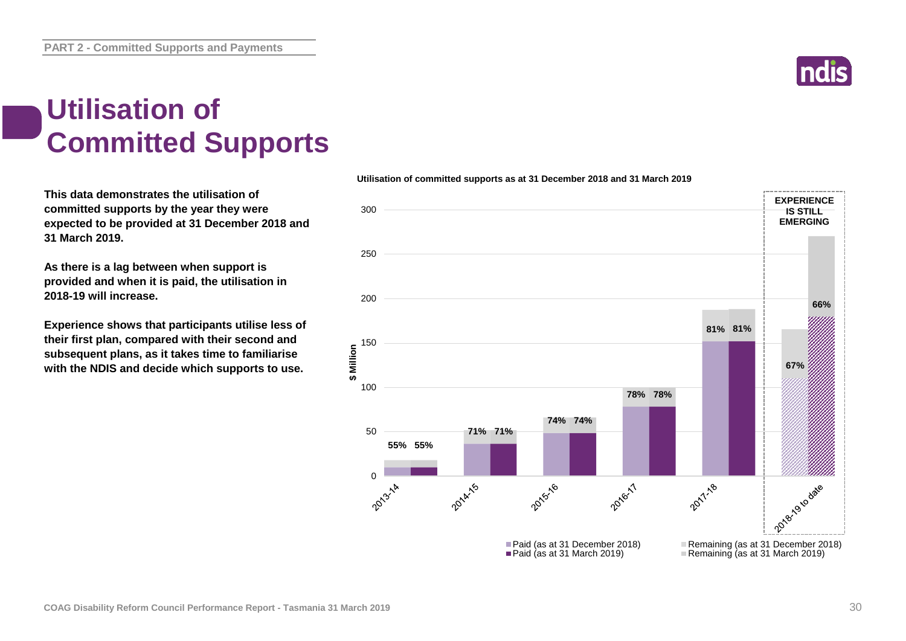# Utilisation of Committed Supports

**This data demonstrates the utilisation of committed supports by the year they were expected to be provided at 31 December 2018 and 31 March 2019.**

**As there is a lag between when support is provided and when it is paid, the utilisation in 2018-19 will increase.**

**Experience shows that participants utilise less of their first plan, compared with their second and subsequent plans, as it takes time to familiarise with the NDIS and decide which supports to use.**

**Utilisation of committed supports as at 31 December 2018 and 31 March 2019**

| Year | Utilisation (as at 31 December 2018) | Utilisation (as at 31 March 2019) |
|---|---|---|
| 2013-14 | 55% | 55% |
| 2014-15 | 71% | 71% |
| 2015-16 | 74% | 74% |
| 2016-17 | 78% | 78% |
| 2017-18 | 81% | 81% |
| 2018-19 to date | 67% | 66% |

Y-axis: $ Million

EXPERIENCE IS STILL EMERGING (2018-19 to date)

Legend: Paid (as at 31 December 2018); Paid (as at 31 March 2019); Remaining (as at 31 December 2018); Remaining (as at 31 March 2019)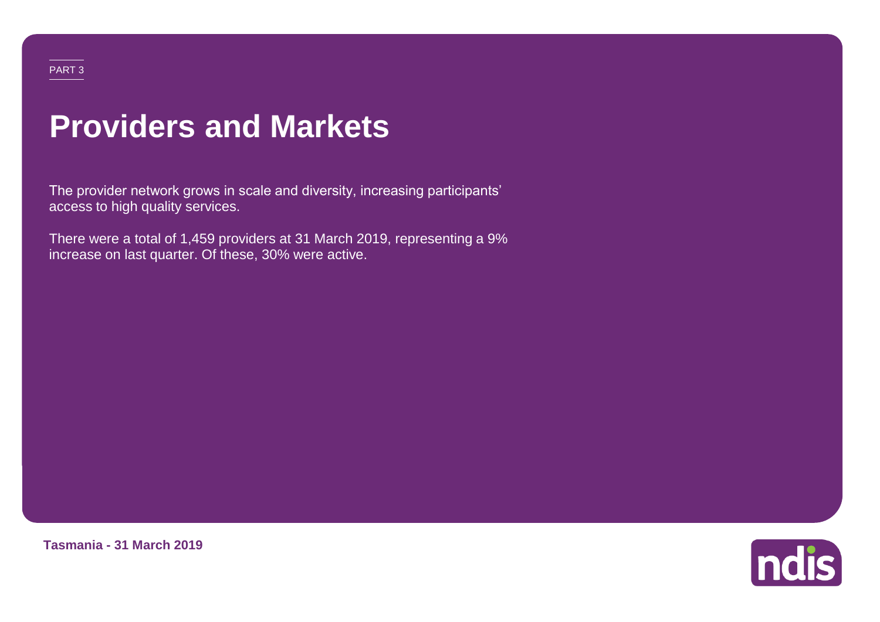PART 3

# Providers and Markets

The provider network grows in scale and diversity, increasing participants' access to high quality services.

There were a total of 1,459 providers at 31 March 2019, representing a 9% increase on last quarter. Of these, 30% were active.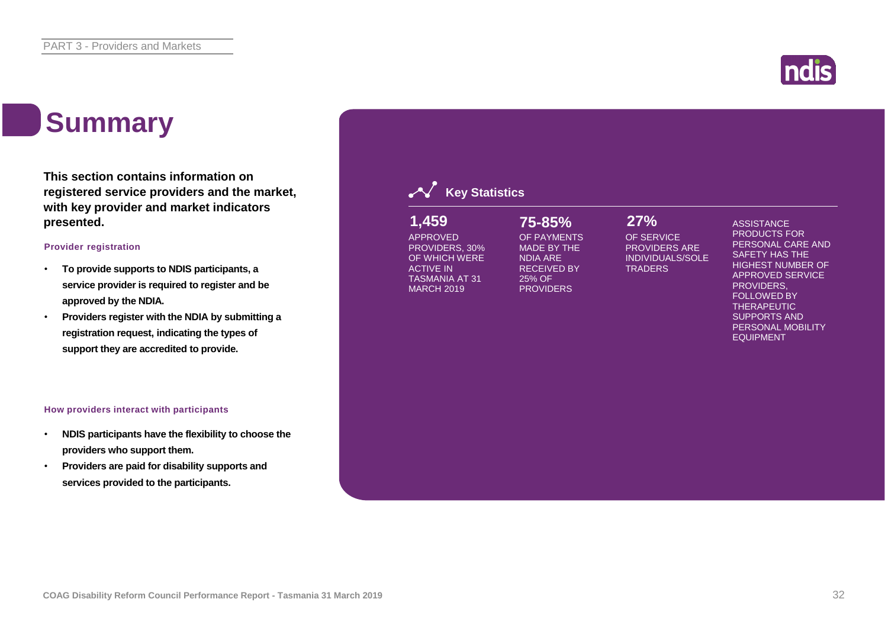# Summary

**This section contains information on registered service providers and the market, with key provider and market indicators presented.**

### Provider registration

- **To provide supports to NDIS participants, a service provider is required to register and be approved by the NDIA.**
- **Providers register with the NDIA by submitting a registration request, indicating the types of support they are accredited to provide.**

### How providers interact with participants

- **NDIS participants have the flexibility to choose the providers who support them.**
- **Providers are paid for disability supports and services provided to the participants.**

## Key Statistics

**1,459**
APPROVED PROVIDERS, 30% OF WHICH WERE ACTIVE IN TASMANIA AT 31 MARCH 2019

**75-85%**
OF PAYMENTS MADE BY THE NDIA ARE RECEIVED BY 25% OF PROVIDERS

**27%**
OF SERVICE PROVIDERS ARE INDIVIDUALS/SOLE TRADERS

ASSISTANCE PRODUCTS FOR PERSONAL CARE AND SAFETY HAS THE HIGHEST NUMBER OF APPROVED SERVICE PROVIDERS, FOLLOWED BY THERAPEUTIC SUPPORTS AND PERSONAL MOBILITY EQUIPMENT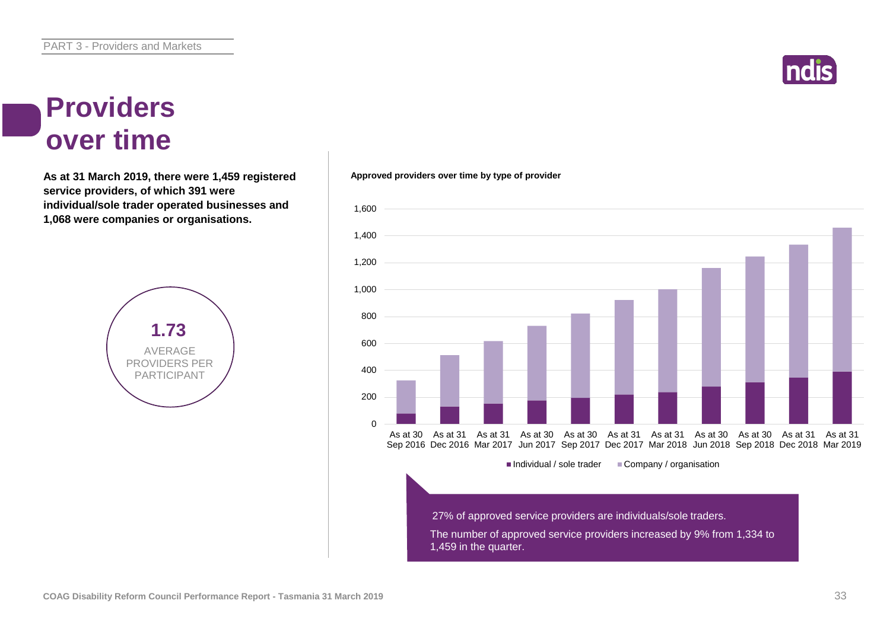# Providers over time

**As at 31 March 2019, there were 1,459 registered service providers, of which 391 were individual/sole trader operated businesses and 1,068 were companies or organisations.**

**1.73**
AVERAGE PROVIDERS PER PARTICIPANT

**Approved providers over time by type of provider**

Legend: Individual / sole trader; Company / organisation

X-axis: As at 30 Sep 2016, As at 31 Dec 2016, As at 31 Mar 2017, As at 30 Jun 2017, As at 30 Sep 2017, As at 31 Dec 2017, As at 31 Mar 2018, As at 30 Jun 2018, As at 30 Sep 2018, As at 31 Dec 2018, As at 31 Mar 2019

Y-axis: 0, 200, 400, 600, 800, 1,000, 1,200, 1,400, 1,600

27% of approved service providers are individuals/sole traders.

The number of approved service providers increased by 9% from 1,334 to 1,459 in the quarter.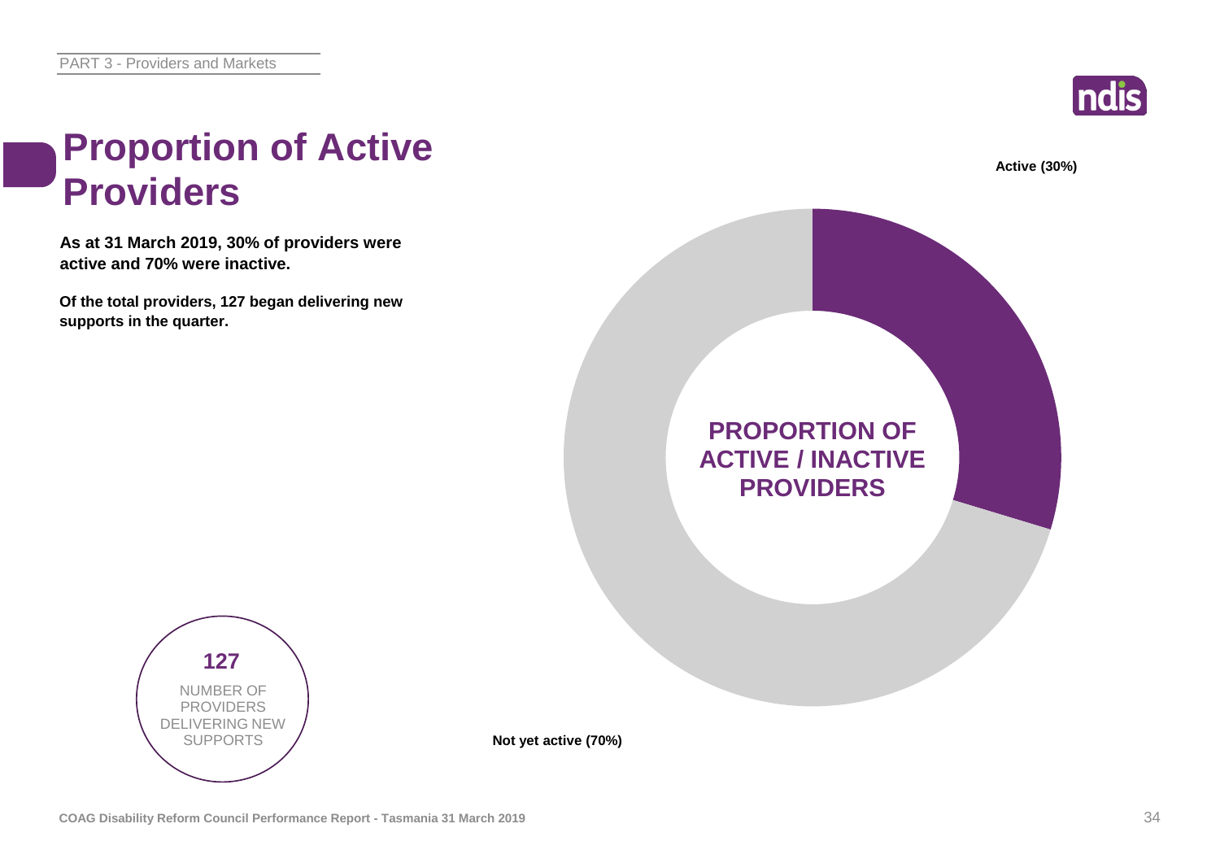# Proportion of Active Providers

**As at 31 March 2019, 30% of providers were active and 70% were inactive.**

**Of the total providers, 127 began delivering new supports in the quarter.**

**127**

NUMBER OF PROVIDERS DELIVERING NEW SUPPORTS

**PROPORTION OF ACTIVE / INACTIVE PROVIDERS**

**Active (30%)**

**Not yet active (70%)**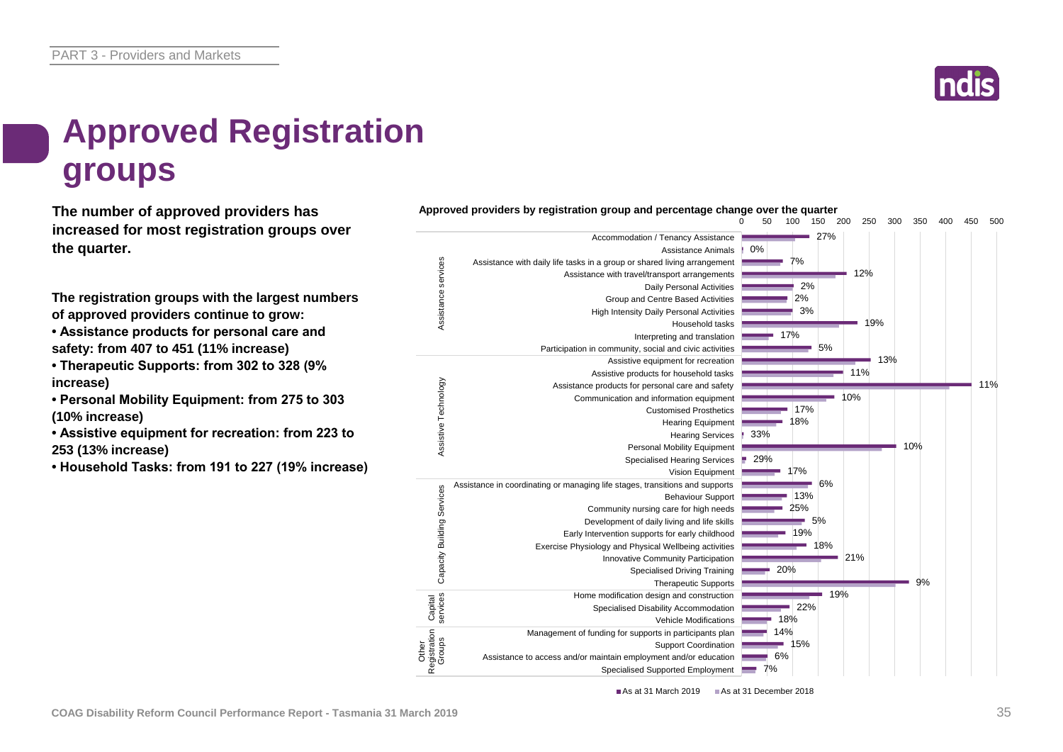# Approved Registration groups

**The number of approved providers has increased for most registration groups over the quarter.**

**The registration groups with the largest numbers of approved providers continue to grow:**

- **Assistance products for personal care and safety: from 407 to 451 (11% increase)**
- **Therapeutic Supports: from 302 to 328 (9% increase)**
- **Personal Mobility Equipment: from 275 to 303 (10% increase)**
- **Assistive equipment for recreation: from 223 to 253 (13% increase)**
- **Household Tasks: from 191 to 227 (19% increase)**

**Approved providers by registration group and percentage change over the quarter**

| Category | Registration group | % change |
|---|---|---|
| Assistance services | Accommodation / Tenancy Assistance | 27% |
| | Assistance Animals | 0% |
| | Assistance with daily life tasks in a group or shared living arrangement | 7% |
| | Assistance with travel/transport arrangements | 12% |
| | Daily Personal Activities | 2% |
| | Group and Centre Based Activities | 2% |
| | High Intensity Daily Personal Activities | 3% |
| | Household tasks | 19% |
| | Interpreting and translation | 17% |
| | Participation in community, social and civic activities | 5% |
| Assistive Technology | Assistive equipment for recreation | 13% |
| | Assistive products for household tasks | 11% |
| | Assistance products for personal care and safety | 11% |
| | Communication and information equipment | 10% |
| | Customised Prosthetics | 17% |
| | Hearing Equipment | 18% |
| | Hearing Services | 33% |
| | Personal Mobility Equipment | 10% |
| | Specialised Hearing Services | 29% |
| | Vision Equipment | 17% |
| Capacity Building Services | Assistance in coordinating or managing life stages, transitions and supports | 6% |
| | Behaviour Support | 13% |
| | Community nursing care for high needs | 25% |
| | Development of daily living and life skills | 5% |
| | Early Intervention supports for early childhood | 19% |
| | Exercise Physiology and Physical Wellbeing activities | 18% |
| | Innovative Community Participation | 21% |
| | Specialised Driving Training | 20% |
| | Therapeutic Supports | 9% |
| Capital services | Home modification design and construction | 19% |
| | Specialised Disability Accommodation | 22% |
| | Vehicle Modifications | 18% |
| Other Registration Groups | Management of funding for supports in participants plan | 14% |
| | Support Coordination | 15% |
| | Assistance to access and/or maintain employment and/or education | 6% |
| | Specialised Supported Employment | 7% |

■ As at 31 March 2019 ■ As at 31 December 2018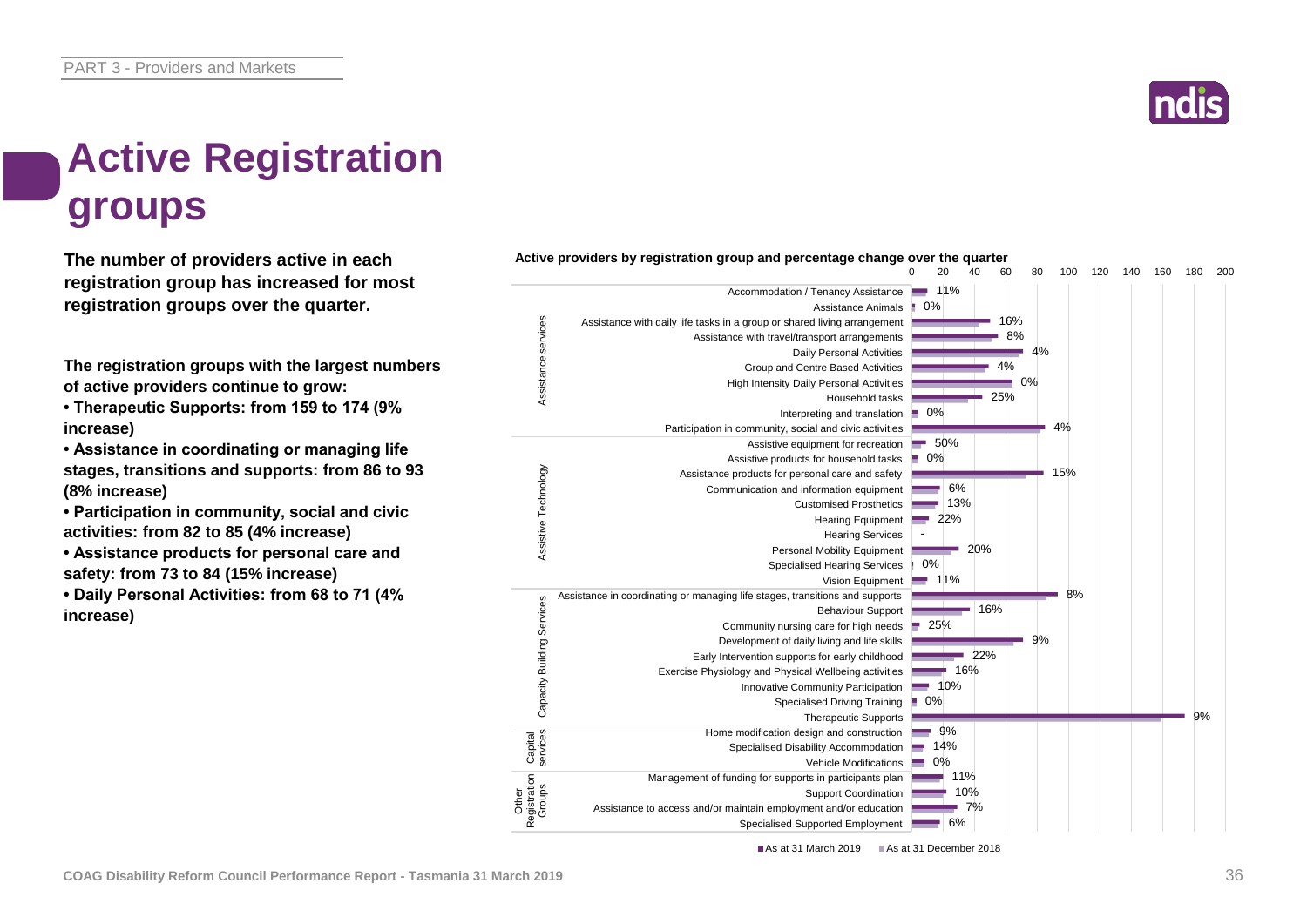# Active Registration groups

**The number of providers active in each registration group has increased for most registration groups over the quarter.**

**The registration groups with the largest numbers of active providers continue to grow:**

- **Therapeutic Supports: from 159 to 174 (9% increase)**
- **Assistance in coordinating or managing life stages, transitions and supports: from 86 to 93 (8% increase)**
- **Participation in community, social and civic activities: from 82 to 85 (4% increase)**
- **Assistance products for personal care and safety: from 73 to 84 (15% increase)**
- **Daily Personal Activities: from 68 to 71 (4% increase)**

**Active providers by registration group and percentage change over the quarter**

| Category | Registration group | % change |
|---|---|---|
| Assistance services | Accommodation / Tenancy Assistance | 11% |
| | Assistance Animals | 0% |
| | Assistance with daily life tasks in a group or shared living arrangement | 16% |
| | Assistance with travel/transport arrangements | 8% |
| | Daily Personal Activities | 4% |
| | Group and Centre Based Activities | 4% |
| | High Intensity Daily Personal Activities | 0% |
| | Household tasks | 25% |
| | Interpreting and translation | 0% |
| | Participation in community, social and civic activities | 4% |
| Assistive Technology | Assistive equipment for recreation | 50% |
| | Assistive products for household tasks | 0% |
| | Assistance products for personal care and safety | 15% |
| | Communication and information equipment | 6% |
| | Customised Prosthetics | 13% |
| | Hearing Equipment | 22% |
| | Hearing Services | - |
| | Personal Mobility Equipment | 20% |
| | Specialised Hearing Services | 0% |
| | Vision Equipment | 11% |
| Capacity Building Services | Assistance in coordinating or managing life stages, transitions and supports | 8% |
| | Behaviour Support | 16% |
| | Community nursing care for high needs | 25% |
| | Development of daily living and life skills | 9% |
| | Early Intervention supports for early childhood | 22% |
| | Exercise Physiology and Physical Wellbeing activities | 16% |
| | Innovative Community Participation | 10% |
| | Specialised Driving Training | 0% |
| | Therapeutic Supports | 9% |
| Capital services | Home modification design and construction | 9% |
| | Specialised Disability Accommodation | 14% |
| | Vehicle Modifications | 0% |
| Other Registration Groups | Management of funding for supports in participants plan | 11% |
| | Support Coordination | 10% |
| | Assistance to access and/or maintain employment and/or education | 7% |
| | Specialised Supported Employment | 6% |

■ As at 31 March 2019 ■ As at 31 December 2018

COAG Disability Reform Council Performance Report - Tasmania 31 March 2019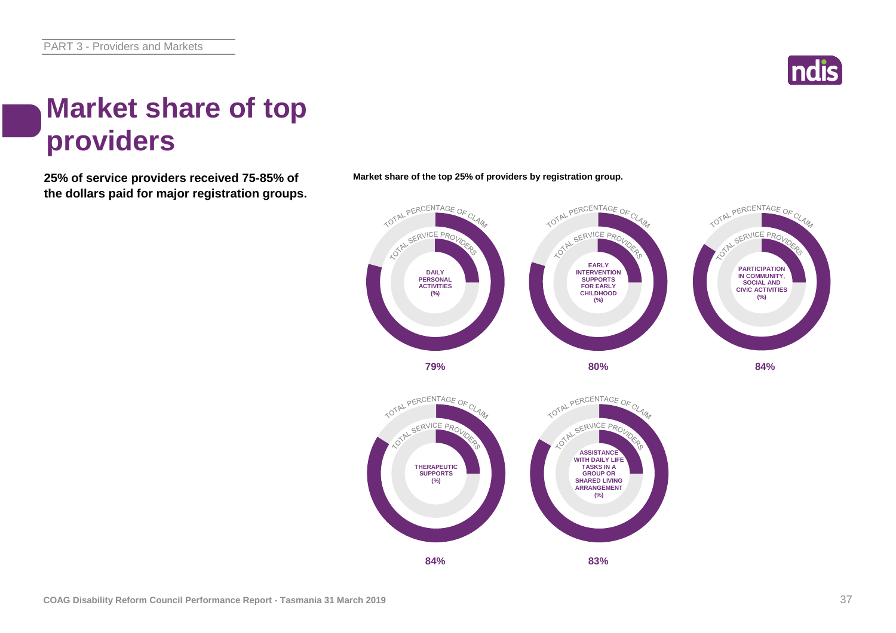# Market share of top providers

**25% of service providers received 75-85% of the dollars paid for major registration groups.**

**Market share of the top 25% of providers by registration group.**

| Registration group | Total percentage of claim (%) |
| --- | --- |
| Daily Personal Activities | 79% |
| Early Intervention Supports for Early Childhood | 80% |
| Participation in Community, Social and Civic Activities | 84% |
| Therapeutic Supports | 84% |
| Assistance with Daily Life Tasks in a Group or Shared Living Arrangement | 83% |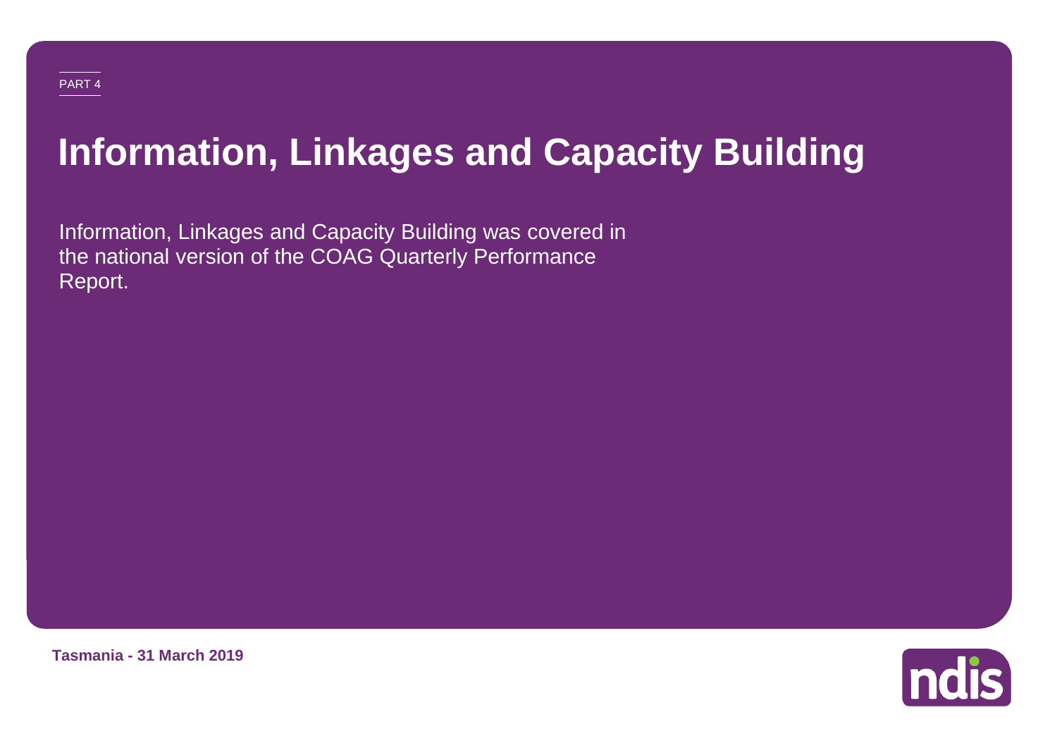PART 4

# Information, Linkages and Capacity Building

Information, Linkages and Capacity Building was covered in the national version of the COAG Quarterly Performance Report.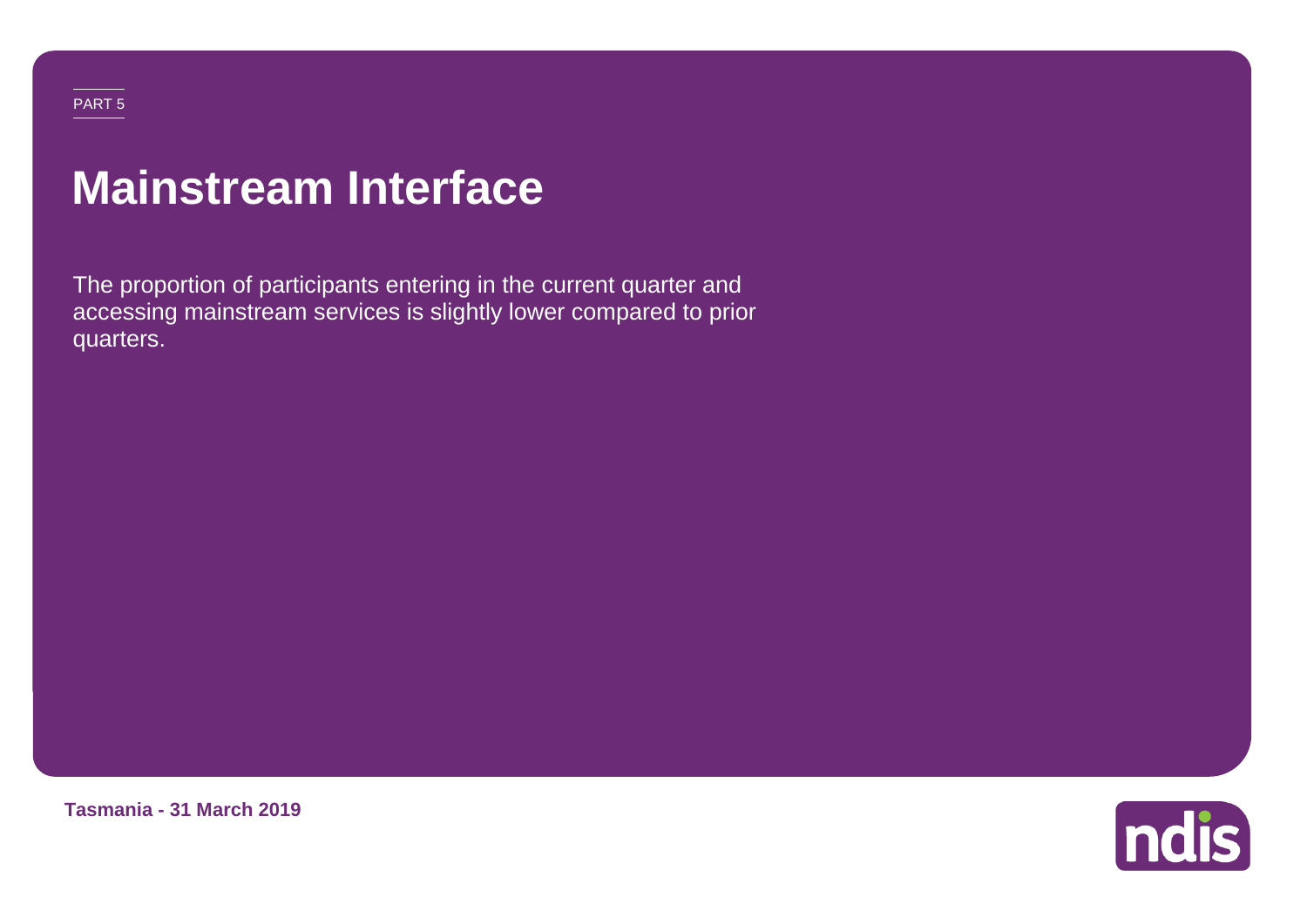PART 5

# Mainstream Interface

The proportion of participants entering in the current quarter and accessing mainstream services is slightly lower compared to prior quarters.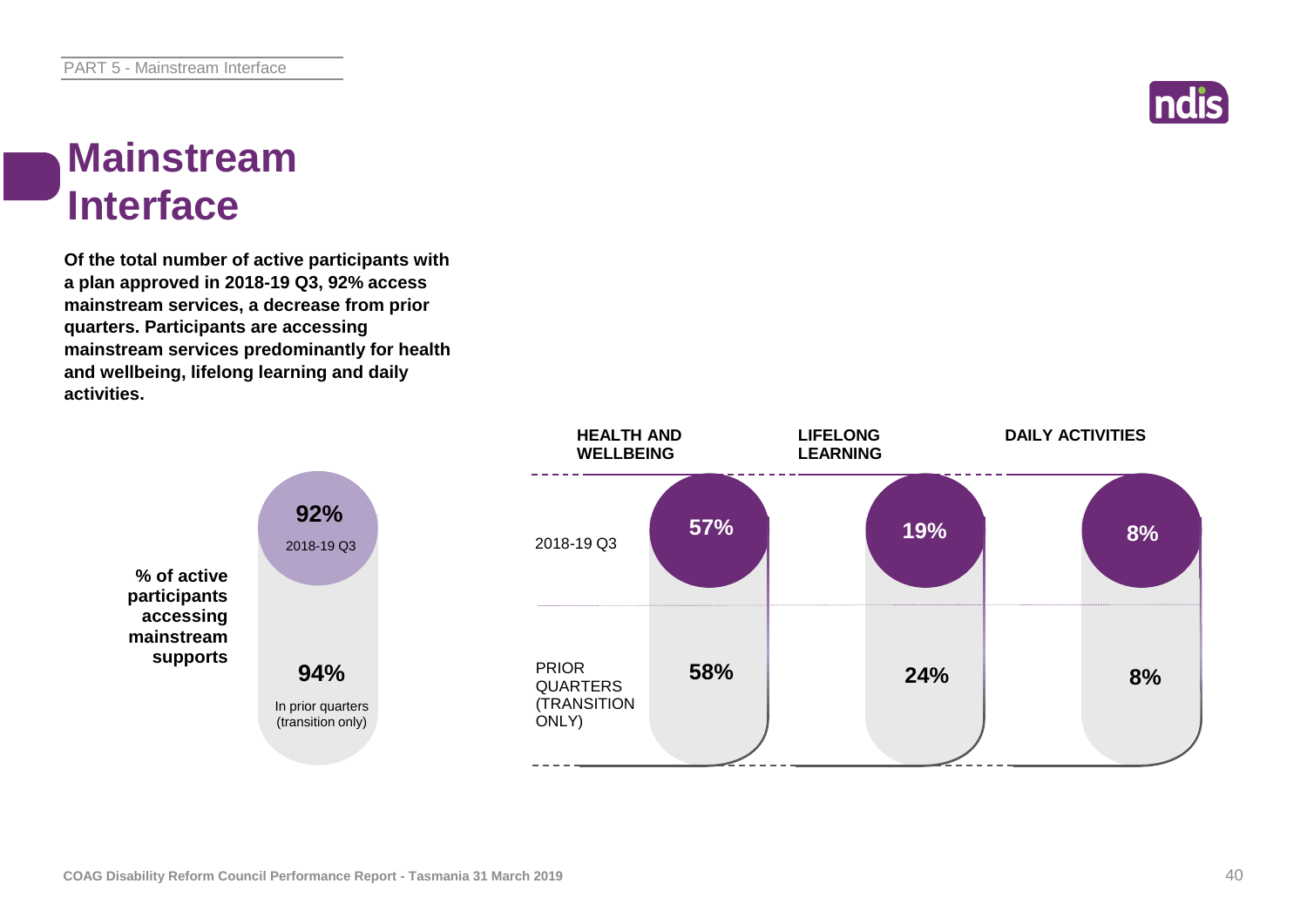# Mainstream Interface

**Of the total number of active participants with a plan approved in 2018-19 Q3, 92% access mainstream services, a decrease from prior quarters. Participants are accessing mainstream services predominantly for health and wellbeing, lifelong learning and daily activities.**

**% of active participants accessing mainstream supports**

| | % |
|---|---|
| 2018-19 Q3 | 92% |
| In prior quarters (transition only) | 94% |

| | HEALTH AND WELLBEING | LIFELONG LEARNING | DAILY ACTIVITIES |
|---|---|---|---|
| 2018-19 Q3 | 57% | 19% | 8% |
| PRIOR QUARTERS (TRANSITION ONLY) | 58% | 24% | 8% |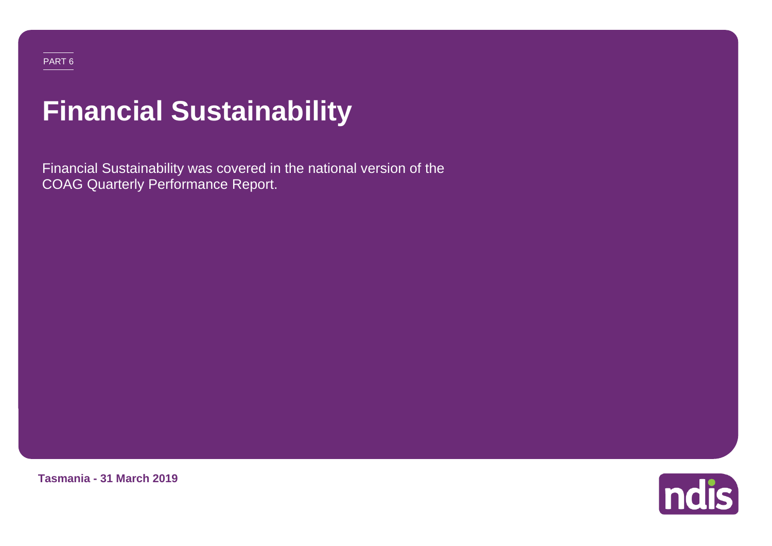PART 6

# Financial Sustainability

Financial Sustainability was covered in the national version of the COAG Quarterly Performance Report.